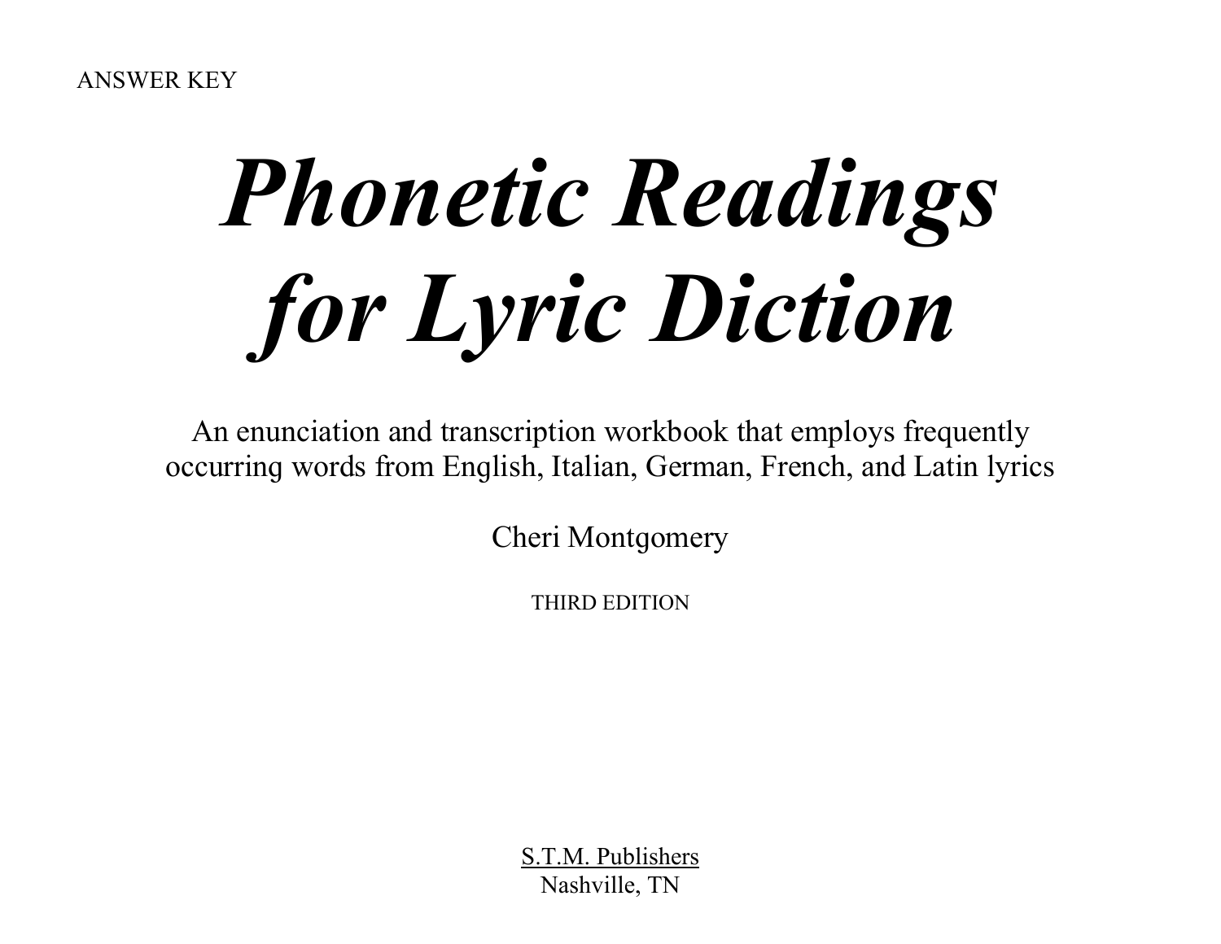ANSWER KEY

# *Phonetic Readings for Lyric Diction*

An enunciation and transcription workbook that employs frequently occurring words from English, Italian, German, French, and Latin lyrics

Cheri Montgomery

THIRD EDITION

S.T.M. Publishers
Nashville, TN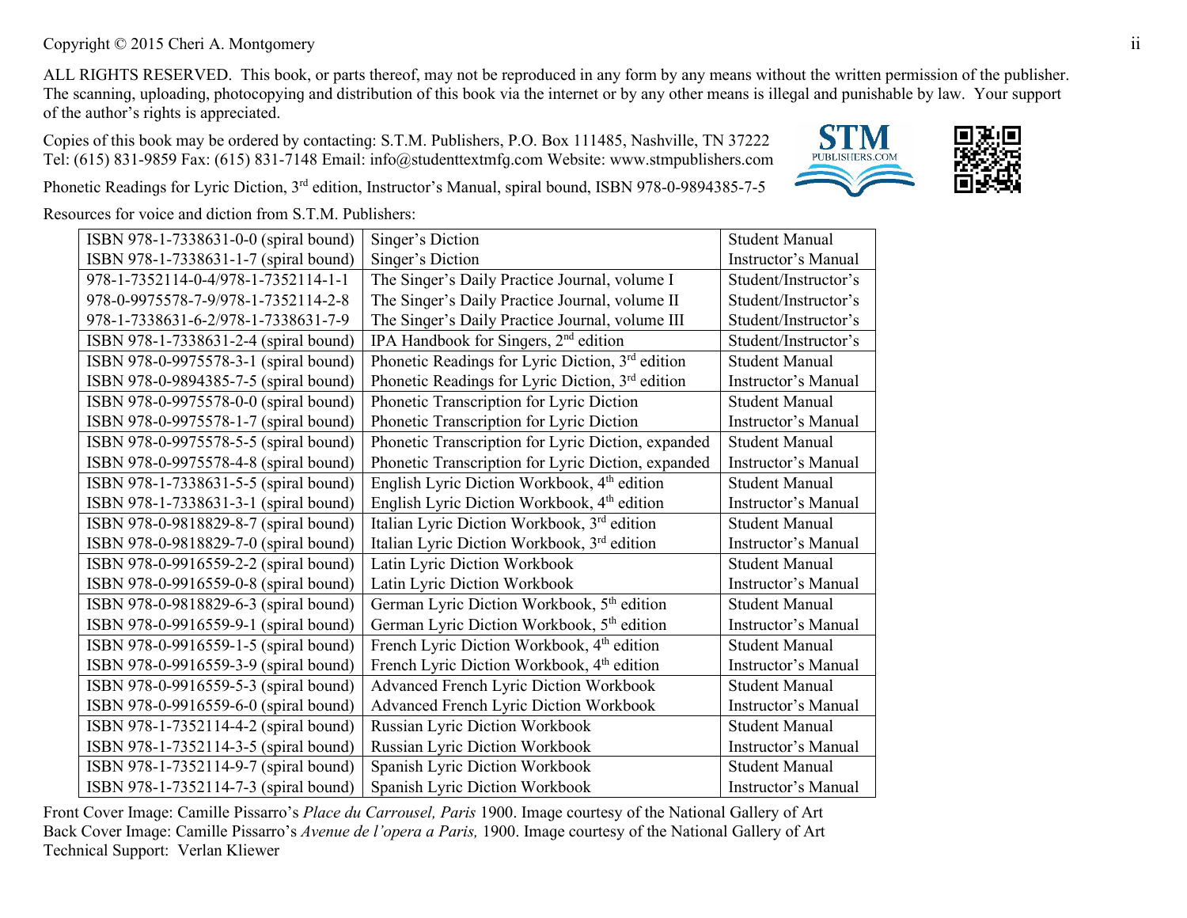Copyright © 2015 Cheri A. Montgomery

ALL RIGHTS RESERVED. This book, or parts thereof, may not be reproduced in any form by any means without the written permission of the publisher. The scanning, uploading, photocopying and distribution of this book via the internet or by any other means is illegal and punishable by law. Your support of the author's rights is appreciated.

Copies of this book may be ordered by contacting: S.T.M. Publishers, P.O. Box 111485, Nashville, TN 37222
Tel: (615) 831-9859 Fax: (615) 831-7148 Email: info@studenttextmfg.com Website: www.stmpublishers.com

Phonetic Readings for Lyric Diction, 3rd edition, Instructor's Manual, spiral bound, ISBN 978-0-9894385-7-5

Resources for voice and diction from S.T.M. Publishers:

| ISBN | Title | Type |
|---|---|---|
| ISBN 978-1-7338631-0-0 (spiral bound) | Singer's Diction | Student Manual |
| ISBN 978-1-7338631-1-7 (spiral bound) | Singer's Diction | Instructor's Manual |
| 978-1-7352114-0-4/978-1-7352114-1-1 | The Singer's Daily Practice Journal, volume I | Student/Instructor's |
| 978-0-9975578-7-9/978-1-7352114-2-8 | The Singer's Daily Practice Journal, volume II | Student/Instructor's |
| 978-1-7338631-6-2/978-1-7338631-7-9 | The Singer's Daily Practice Journal, volume III | Student/Instructor's |
| ISBN 978-1-7338631-2-4 (spiral bound) | IPA Handbook for Singers, 2nd edition | Student/Instructor's |
| ISBN 978-0-9975578-3-1 (spiral bound) | Phonetic Readings for Lyric Diction, 3rd edition | Student Manual |
| ISBN 978-0-9894385-7-5 (spiral bound) | Phonetic Readings for Lyric Diction, 3rd edition | Instructor's Manual |
| ISBN 978-0-9975578-0-0 (spiral bound) | Phonetic Transcription for Lyric Diction | Student Manual |
| ISBN 978-0-9975578-1-7 (spiral bound) | Phonetic Transcription for Lyric Diction | Instructor's Manual |
| ISBN 978-0-9975578-5-5 (spiral bound) | Phonetic Transcription for Lyric Diction, expanded | Student Manual |
| ISBN 978-0-9975578-4-8 (spiral bound) | Phonetic Transcription for Lyric Diction, expanded | Instructor's Manual |
| ISBN 978-1-7338631-5-5 (spiral bound) | English Lyric Diction Workbook, 4th edition | Student Manual |
| ISBN 978-1-7338631-3-1 (spiral bound) | English Lyric Diction Workbook, 4th edition | Instructor's Manual |
| ISBN 978-0-9818829-8-7 (spiral bound) | Italian Lyric Diction Workbook, 3rd edition | Student Manual |
| ISBN 978-0-9818829-7-0 (spiral bound) | Italian Lyric Diction Workbook, 3rd edition | Instructor's Manual |
| ISBN 978-0-9916559-2-2 (spiral bound) | Latin Lyric Diction Workbook | Student Manual |
| ISBN 978-0-9916559-0-8 (spiral bound) | Latin Lyric Diction Workbook | Instructor's Manual |
| ISBN 978-0-9818829-6-3 (spiral bound) | German Lyric Diction Workbook, 5th edition | Student Manual |
| ISBN 978-0-9916559-9-1 (spiral bound) | German Lyric Diction Workbook, 5th edition | Instructor's Manual |
| ISBN 978-0-9916559-1-5 (spiral bound) | French Lyric Diction Workbook, 4th edition | Student Manual |
| ISBN 978-0-9916559-3-9 (spiral bound) | French Lyric Diction Workbook, 4th edition | Instructor's Manual |
| ISBN 978-0-9916559-5-3 (spiral bound) | Advanced French Lyric Diction Workbook | Student Manual |
| ISBN 978-0-9916559-6-0 (spiral bound) | Advanced French Lyric Diction Workbook | Instructor's Manual |
| ISBN 978-1-7352114-4-2 (spiral bound) | Russian Lyric Diction Workbook | Student Manual |
| ISBN 978-1-7352114-3-5 (spiral bound) | Russian Lyric Diction Workbook | Instructor's Manual |
| ISBN 978-1-7352114-9-7 (spiral bound) | Spanish Lyric Diction Workbook | Student Manual |
| ISBN 978-1-7352114-7-3 (spiral bound) | Spanish Lyric Diction Workbook | Instructor's Manual |

Front Cover Image: Camille Pissarro's *Place du Carrousel, Paris* 1900. Image courtesy of the National Gallery of Art
Back Cover Image: Camille Pissarro's *Avenue de l'opera a Paris,* 1900. Image courtesy of the National Gallery of Art
Technical Support: Verlan Kliewer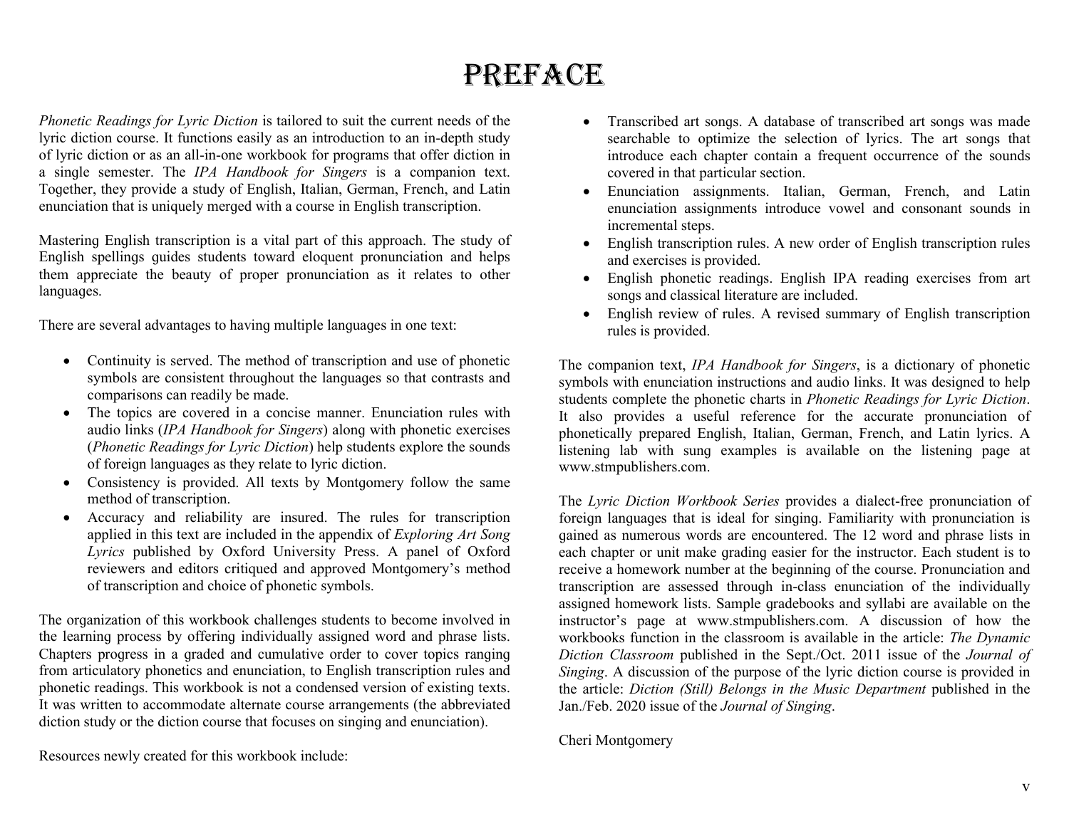# PREFACE

*Phonetic Readings for Lyric Diction* is tailored to suit the current needs of the lyric diction course. It functions easily as an introduction to an in-depth study of lyric diction or as an all-in-one workbook for programs that offer diction in a single semester. The *IPA Handbook for Singers* is a companion text. Together, they provide a study of English, Italian, German, French, and Latin enunciation that is uniquely merged with a course in English transcription.

Mastering English transcription is a vital part of this approach. The study of English spellings guides students toward eloquent pronunciation and helps them appreciate the beauty of proper pronunciation as it relates to other languages.

There are several advantages to having multiple languages in one text:

- Continuity is served. The method of transcription and use of phonetic symbols are consistent throughout the languages so that contrasts and comparisons can readily be made.
- The topics are covered in a concise manner. Enunciation rules with audio links (*IPA Handbook for Singers*) along with phonetic exercises (*Phonetic Readings for Lyric Diction*) help students explore the sounds of foreign languages as they relate to lyric diction.
- Consistency is provided. All texts by Montgomery follow the same method of transcription.
- Accuracy and reliability are insured. The rules for transcription applied in this text are included in the appendix of *Exploring Art Song Lyrics* published by Oxford University Press. A panel of Oxford reviewers and editors critiqued and approved Montgomery's method of transcription and choice of phonetic symbols.

The organization of this workbook challenges students to become involved in the learning process by offering individually assigned word and phrase lists. Chapters progress in a graded and cumulative order to cover topics ranging from articulatory phonetics and enunciation, to English transcription rules and phonetic readings. This workbook is not a condensed version of existing texts. It was written to accommodate alternate course arrangements (the abbreviated diction study or the diction course that focuses on singing and enunciation).

Resources newly created for this workbook include:

- Transcribed art songs. A database of transcribed art songs was made searchable to optimize the selection of lyrics. The art songs that introduce each chapter contain a frequent occurrence of the sounds covered in that particular section.
- Enunciation assignments. Italian, German, French, and Latin enunciation assignments introduce vowel and consonant sounds in incremental steps.
- English transcription rules. A new order of English transcription rules and exercises is provided.
- English phonetic readings. English IPA reading exercises from art songs and classical literature are included.
- English review of rules. A revised summary of English transcription rules is provided.

The companion text, *IPA Handbook for Singers*, is a dictionary of phonetic symbols with enunciation instructions and audio links. It was designed to help students complete the phonetic charts in *Phonetic Readings for Lyric Diction*. It also provides a useful reference for the accurate pronunciation of phonetically prepared English, Italian, German, French, and Latin lyrics. A listening lab with sung examples is available on the listening page at www.stmpublishers.com.

The *Lyric Diction Workbook Series* provides a dialect-free pronunciation of foreign languages that is ideal for singing. Familiarity with pronunciation is gained as numerous words are encountered. The 12 word and phrase lists in each chapter or unit make grading easier for the instructor. Each student is to receive a homework number at the beginning of the course. Pronunciation and transcription are assessed through in-class enunciation of the individually assigned homework lists. Sample gradebooks and syllabi are available on the instructor's page at www.stmpublishers.com. A discussion of how the workbooks function in the classroom is available in the article: *The Dynamic Diction Classroom* published in the Sept./Oct. 2011 issue of the *Journal of Singing*. A discussion of the purpose of the lyric diction course is provided in the article: *Diction (Still) Belongs in the Music Department* published in the Jan./Feb. 2020 issue of the *Journal of Singing*.

Cheri Montgomery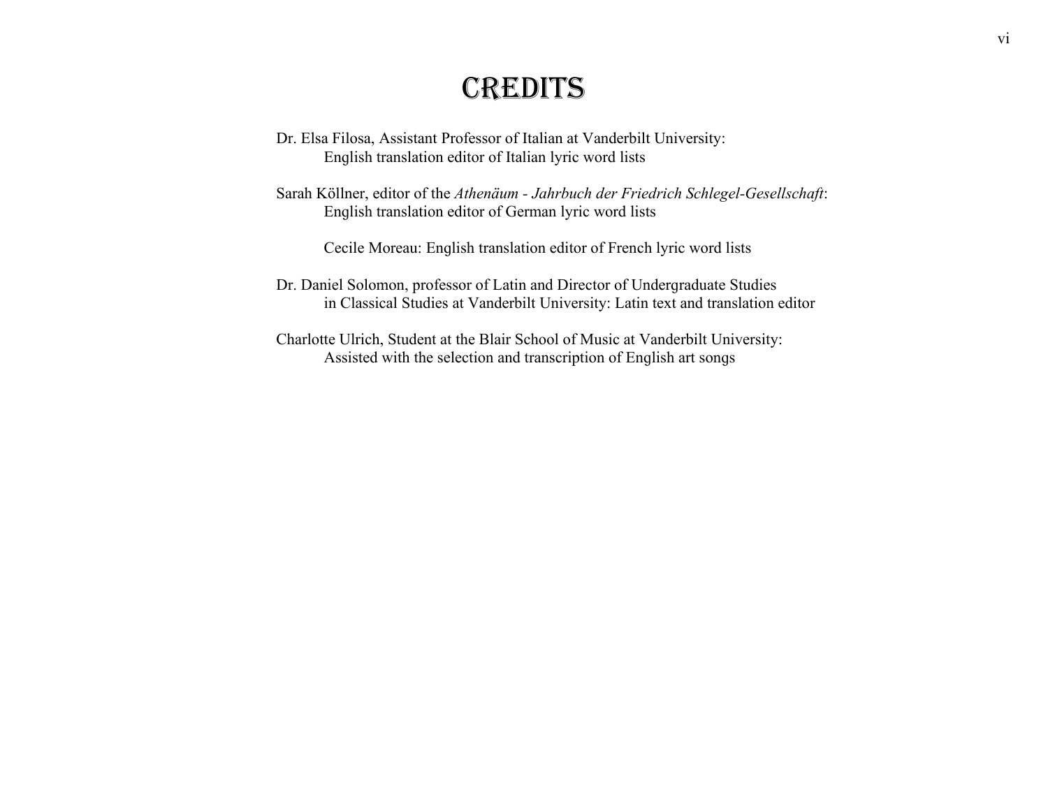# CREDITS

Dr. Elsa Filosa, Assistant Professor of Italian at Vanderbilt University:
English translation editor of Italian lyric word lists

Sarah Köllner, editor of the *Athenäum - Jahrbuch der Friedrich Schlegel-Gesellschaft*:
English translation editor of German lyric word lists

Cecile Moreau: English translation editor of French lyric word lists

Dr. Daniel Solomon, professor of Latin and Director of Undergraduate Studies
in Classical Studies at Vanderbilt University: Latin text and translation editor

Charlotte Ulrich, Student at the Blair School of Music at Vanderbilt University:
Assisted with the selection and transcription of English art songs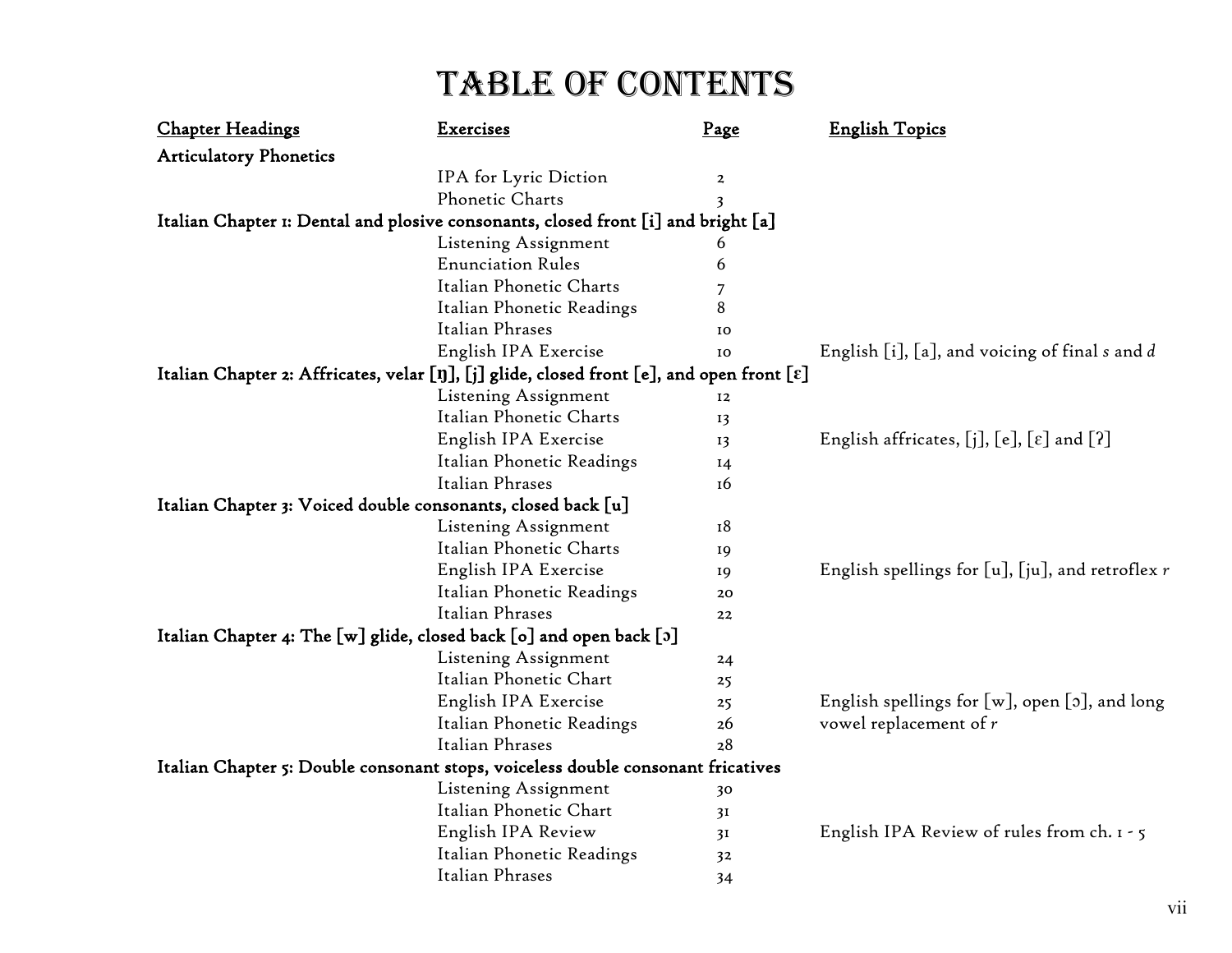# TABLE OF CONTENTS

| Chapter Headings | Exercises | Page | English Topics |
|---|---|---|---|
| **Articulatory Phonetics** | | | |
| | IPA for Lyric Diction | 2 | |
| | Phonetic Charts | 3 | |
| **Italian Chapter 1: Dental and plosive consonants, closed front [i] and bright [a]** | | | |
| | Listening Assignment | 6 | |
| | Enunciation Rules | 6 | |
| | Italian Phonetic Charts | 7 | |
| | Italian Phonetic Readings | 8 | |
| | Italian Phrases | 10 | |
| | English IPA Exercise | 10 | English [i], [a], and voicing of final *s* and *d* |
| **Italian Chapter 2: Affricates, velar [ŋ], [j] glide, closed front [e], and open front [ɛ]** | | | |
| | Listening Assignment | 12 | |
| | Italian Phonetic Charts | 13 | |
| | English IPA Exercise | 13 | English affricates, [j], [e], [ɛ] and [ʔ] |
| | Italian Phonetic Readings | 14 | |
| | Italian Phrases | 16 | |
| **Italian Chapter 3: Voiced double consonants, closed back [u]** | | | |
| | Listening Assignment | 18 | |
| | Italian Phonetic Charts | 19 | |
| | English IPA Exercise | 19 | English spellings for [u], [ju], and retroflex *r* |
| | Italian Phonetic Readings | 20 | |
| | Italian Phrases | 22 | |
| **Italian Chapter 4: The [w] glide, closed back [o] and open back [ɔ]** | | | |
| | Listening Assignment | 24 | |
| | Italian Phonetic Chart | 25 | |
| | English IPA Exercise | 25 | English spellings for [w], open [ɔ], and long vowel replacement of *r* |
| | Italian Phonetic Readings | 26 | |
| | Italian Phrases | 28 | |
| **Italian Chapter 5: Double consonant stops, voiceless double consonant fricatives** | | | |
| | Listening Assignment | 30 | |
| | Italian Phonetic Chart | 31 | |
| | English IPA Review | 31 | English IPA Review of rules from ch. 1 - 5 |
| | Italian Phonetic Readings | 32 | |
| | Italian Phrases | 34 | |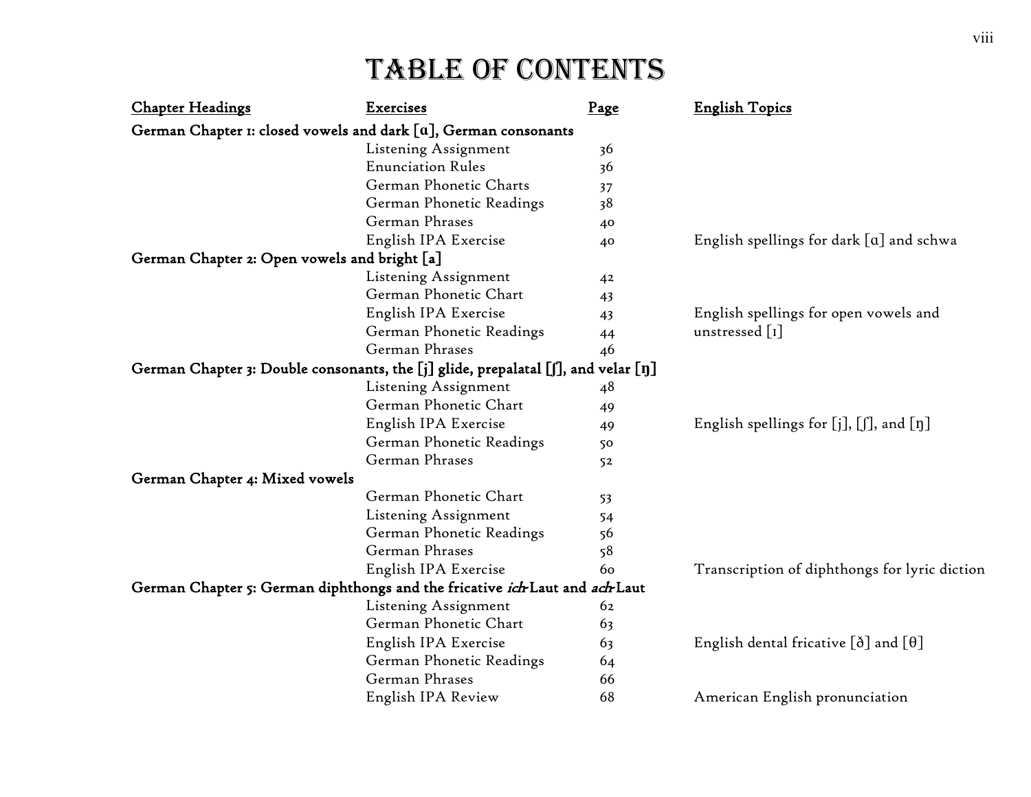# TABLE OF CONTENTS

| Chapter Headings | Exercises | Page | English Topics |
|---|---|---|---|
| **German Chapter 1: closed vowels and dark [ɑ], German consonants** | | | |
| | Listening Assignment | 36 | |
| | Enunciation Rules | 36 | |
| | German Phonetic Charts | 37 | |
| | German Phonetic Readings | 38 | |
| | German Phrases | 40 | |
| | English IPA Exercise | 40 | English spellings for dark [ɑ] and schwa |
| **German Chapter 2: Open vowels and bright [a]** | | | |
| | Listening Assignment | 42 | |
| | German Phonetic Chart | 43 | |
| | English IPA Exercise | 43 | English spellings for open vowels and unstressed [ɪ] |
| | German Phonetic Readings | 44 | |
| | German Phrases | 46 | |
| **German Chapter 3: Double consonants, the [j] glide, prepalatal [ʃ], and velar [ŋ]** | | | |
| | Listening Assignment | 48 | |
| | German Phonetic Chart | 49 | |
| | English IPA Exercise | 49 | English spellings for [j], [ʃ], and [ŋ] |
| | German Phonetic Readings | 50 | |
| | German Phrases | 52 | |
| **German Chapter 4: Mixed vowels** | | | |
| | German Phonetic Chart | 53 | |
| | Listening Assignment | 54 | |
| | German Phonetic Readings | 56 | |
| | German Phrases | 58 | |
| | English IPA Exercise | 60 | Transcription of diphthongs for lyric diction |
| **German Chapter 5: German diphthongs and the fricative *ich*-Laut and *ach*-Laut** | | | |
| | Listening Assignment | 62 | |
| | German Phonetic Chart | 63 | |
| | English IPA Exercise | 63 | English dental fricative [ð] and [θ] |
| | German Phonetic Readings | 64 | |
| | German Phrases | 66 | |
| | English IPA Review | 68 | American English pronunciation |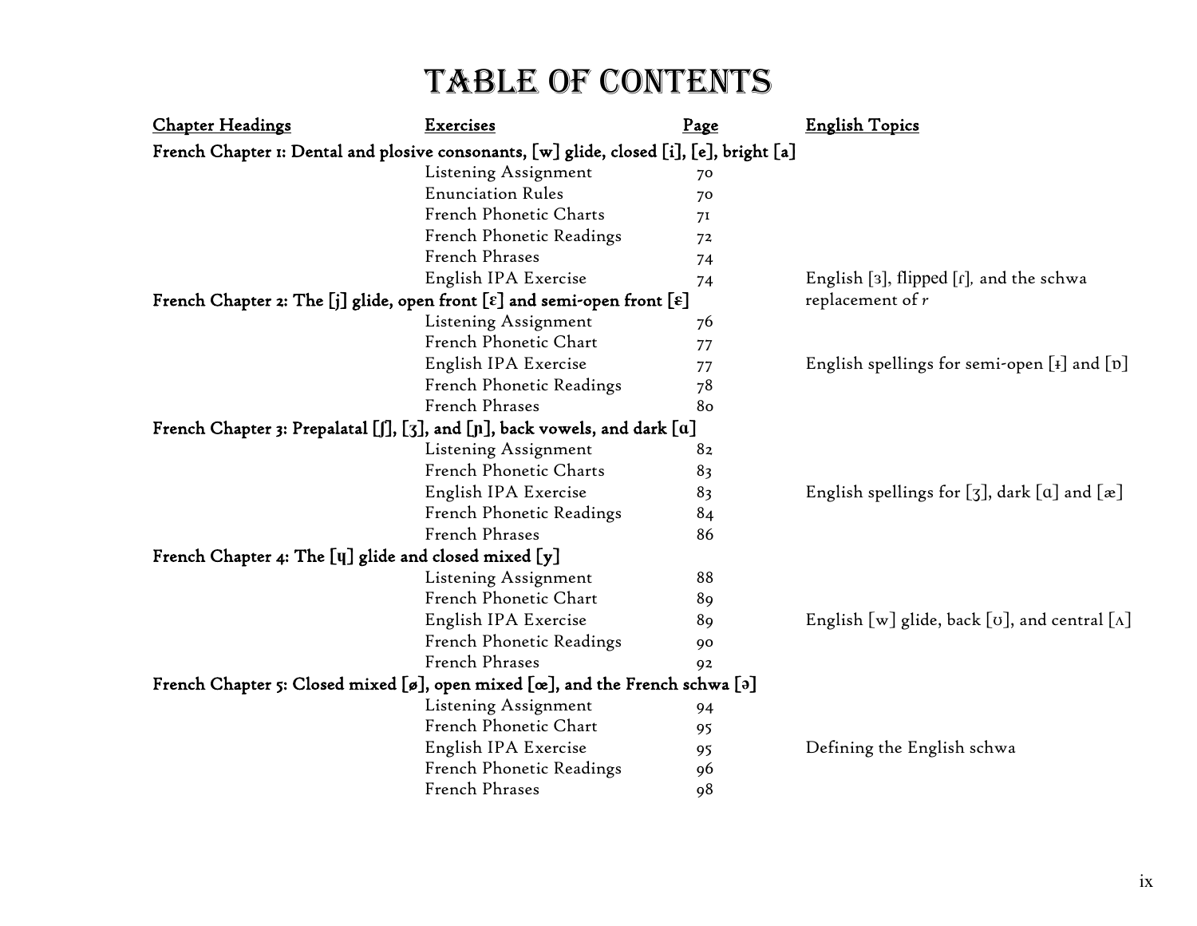# TABLE OF CONTENTS

| Chapter Headings | Exercises | Page | English Topics |
|---|---|---|---|
| **French Chapter 1: Dental and plosive consonants, [w] glide, closed [i], [e], bright [a]** | | | |
| | Listening Assignment | 70 | |
| | Enunciation Rules | 70 | |
| | French Phonetic Charts | 71 | |
| | French Phonetic Readings | 72 | |
| | French Phrases | 74 | |
| | English IPA Exercise | 74 | English [ɜ], flipped [ɾ], and the schwa replacement of *r* |
| **French Chapter 2: The [j] glide, open front [ɛ] and semi-open front [ɛ]** | | | |
| | Listening Assignment | 76 | |
| | French Phonetic Chart | 77 | |
| | English IPA Exercise | 77 | English spellings for semi-open [ɨ] and [ɒ] |
| | French Phonetic Readings | 78 | |
| | French Phrases | 80 | |
| **French Chapter 3: Prepalatal [ʃ], [ʒ], and [ɲ], back vowels, and dark [ɑ]** | | | |
| | Listening Assignment | 82 | |
| | French Phonetic Charts | 83 | |
| | English IPA Exercise | 83 | English spellings for [ʒ], dark [ɑ] and [æ] |
| | French Phonetic Readings | 84 | |
| | French Phrases | 86 | |
| **French Chapter 4: The [ɥ] glide and closed mixed [y]** | | | |
| | Listening Assignment | 88 | |
| | French Phonetic Chart | 89 | |
| | English IPA Exercise | 89 | English [w] glide, back [ʊ], and central [ʌ] |
| | French Phonetic Readings | 90 | |
| | French Phrases | 92 | |
| **French Chapter 5: Closed mixed [ø], open mixed [œ], and the French schwa [ə]** | | | |
| | Listening Assignment | 94 | |
| | French Phonetic Chart | 95 | |
| | English IPA Exercise | 95 | Defining the English schwa |
| | French Phonetic Readings | 96 | |
| | French Phrases | 98 | |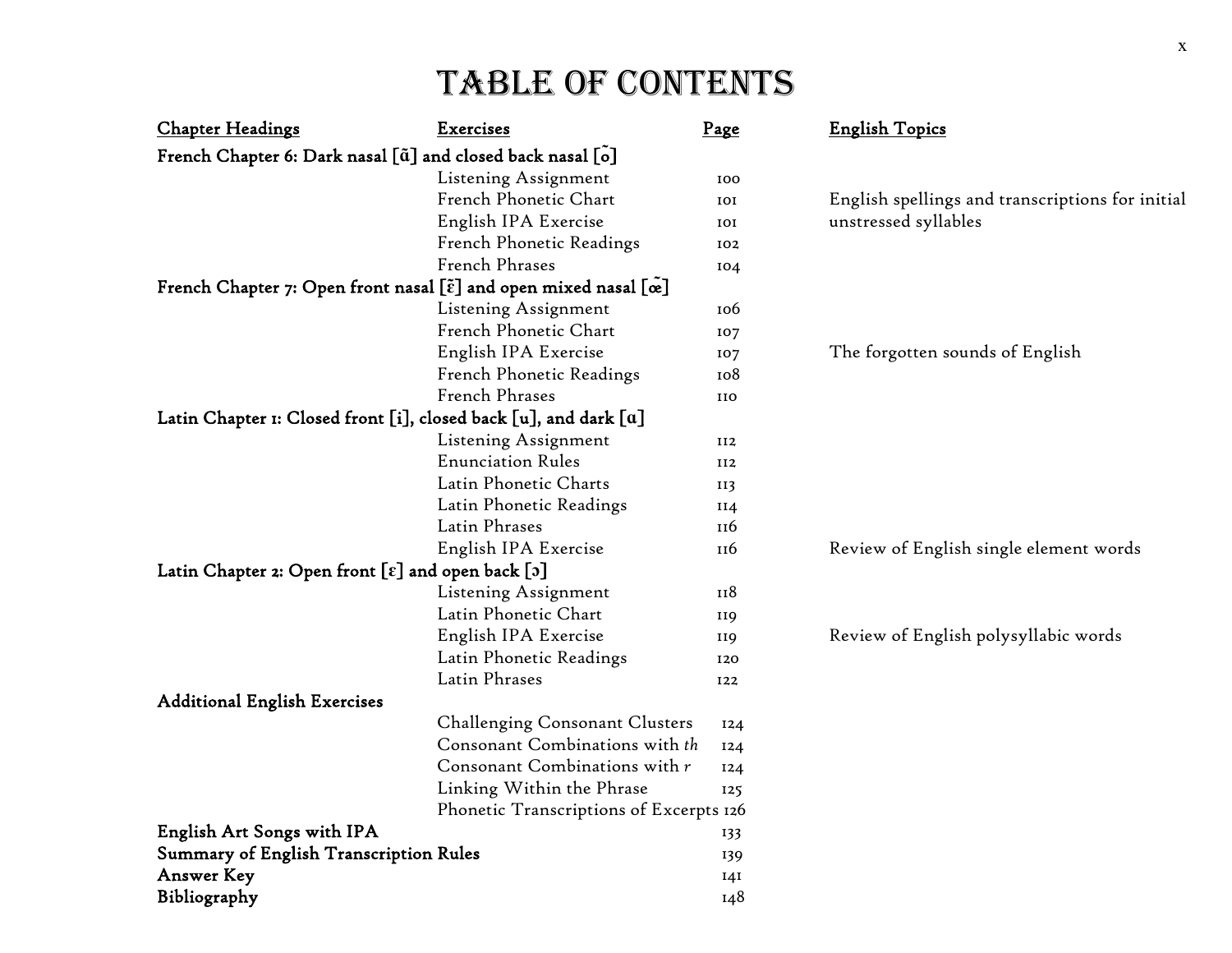# TABLE OF CONTENTS

| Chapter Headings | Exercises | Page | English Topics |
|---|---|---|---|
| **French Chapter 6: Dark nasal [ɑ̃] and closed back nasal [õ]** | | | |
| | Listening Assignment | 100 | |
| | French Phonetic Chart | 101 | English spellings and transcriptions for initial unstressed syllables |
| | English IPA Exercise | 101 | |
| | French Phonetic Readings | 102 | |
| | French Phrases | 104 | |
| **French Chapter 7: Open front nasal [ɛ̃] and open mixed nasal [œ̃]** | | | |
| | Listening Assignment | 106 | |
| | French Phonetic Chart | 107 | |
| | English IPA Exercise | 107 | The forgotten sounds of English |
| | French Phonetic Readings | 108 | |
| | French Phrases | 110 | |
| **Latin Chapter 1: Closed front [i], closed back [u], and dark [ɑ]** | | | |
| | Listening Assignment | 112 | |
| | Enunciation Rules | 112 | |
| | Latin Phonetic Charts | 113 | |
| | Latin Phonetic Readings | 114 | |
| | Latin Phrases | 116 | |
| | English IPA Exercise | 116 | Review of English single element words |
| **Latin Chapter 2: Open front [ɛ] and open back [ɔ]** | | | |
| | Listening Assignment | 118 | |
| | Latin Phonetic Chart | 119 | |
| | English IPA Exercise | 119 | Review of English polysyllabic words |
| | Latin Phonetic Readings | 120 | |
| | Latin Phrases | 122 | |
| **Additional English Exercises** | | | |
| | Challenging Consonant Clusters | 124 | |
| | Consonant Combinations with *th* | 124 | |
| | Consonant Combinations with *r* | 124 | |
| | Linking Within the Phrase | 125 | |
| | Phonetic Transcriptions of Excerpts | 126 | |
| **English Art Songs with IPA** | | 133 | |
| **Summary of English Transcription Rules** | | 139 | |
| **Answer Key** | | 141 | |
| **Bibliography** | | 148 | |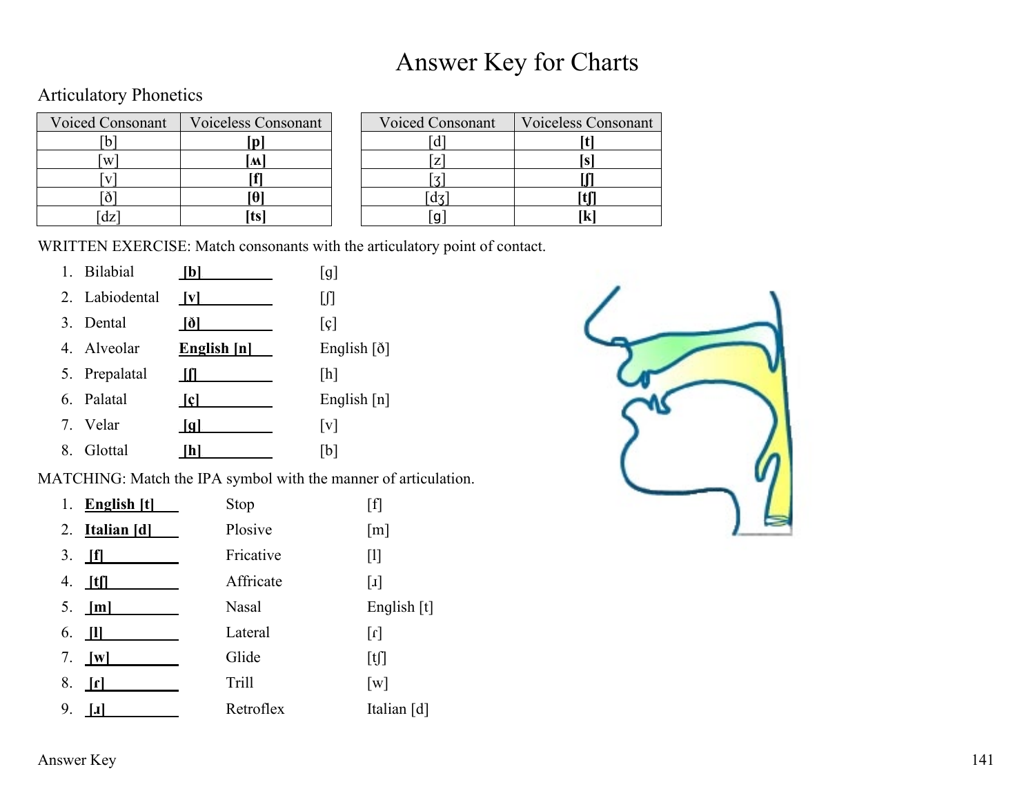# Answer Key for Charts

## Articulatory Phonetics

| Voiced Consonant | Voiceless Consonant |
|---|---|
| [b] | **[p]** |
| [w] | **[ʍ]** |
| [v] | **[f]** |
| [ð] | **[θ]** |
| [dz] | **[ts]** |

| Voiced Consonant | Voiceless Consonant |
|---|---|
| [d] | **[t]** |
| [z] | **[s]** |
| [ʒ] | **[ʃ]** |
| [dʒ] | **[tʃ]** |
| [ɡ] | **[k]** |

WRITTEN EXERCISE: Match consonants with the articulatory point of contact.

1. Bilabial **[b]** — [g]
2. Labiodental **[v]** — [ʃ]
3. Dental **[ð]** — [ç]
4. Alveolar **English [n]** — English [ð]
5. Prepalatal **[ʃ]** — [h]
6. Palatal **[ç]** — English [n]
7. Velar **[g]** — [v]
8. Glottal **[h]** — [b]

MATCHING: Match the IPA symbol with the manner of articulation.

1. **English [t]** — Stop — [f]
2. **Italian [d]** — Plosive — [m]
3. **[f]** — Fricative — [l]
4. **[tʃ]** — Affricate — [ɹ]
5. **[m]** — Nasal — English [t]
6. **[l]** — Lateral — [ɾ]
7. **[w]** — Glide — [tʃ]
8. **[ɾ]** — Trill — [w]
9. **[ɹ]** — Retroflex — Italian [d]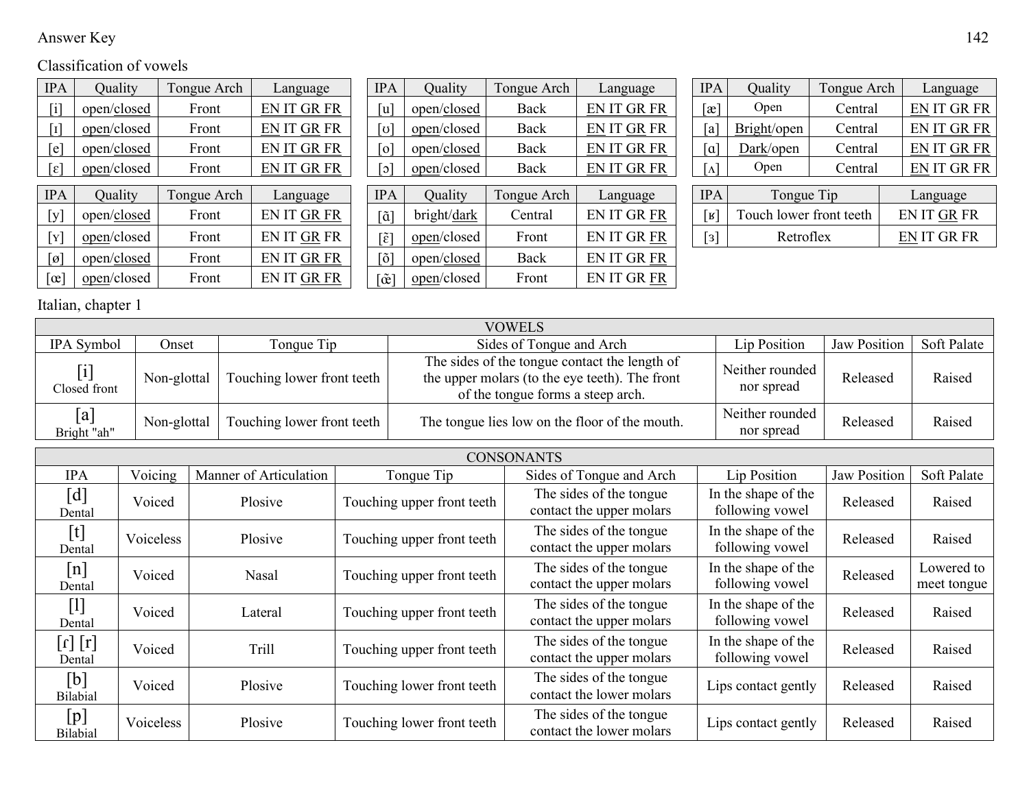Classification of vowels

| IPA | Quality | Tongue Arch | Language |
|---|---|---|---|
| [i] | open/<u>closed</u> | Front | <u>EN IT GR FR</u> |
| [ɪ] | <u>open</u>/closed | Front | <u>EN</u> IT <u>GR</u> FR |
| [e] | open/<u>closed</u> | Front | EN <u>IT GR FR</u> |
| [ɛ] | <u>open</u>/closed | Front | <u>EN IT GR FR</u> |

| IPA | Quality | Tongue Arch | Language |
|---|---|---|---|
| [u] | open/<u>closed</u> | Back | <u>EN IT GR FR</u> |
| [ʊ] | <u>open</u>/closed | Back | <u>EN</u> IT <u>GR</u> FR |
| [o] | open/<u>closed</u> | Back | <u>EN IT GR FR</u> |
| [ɔ] | <u>open</u>/closed | Back | <u>EN IT GR FR</u> |

| IPA | Quality | Tongue Arch | Language |
|---|---|---|---|
| [æ] | Open | Central | <u>EN</u> IT GR FR |
| [a] | <u>Bright</u>/open | Central | EN <u>IT GR FR</u> |
| [ɑ] | <u>Dark</u>/open | Central | <u>EN</u> IT <u>GR FR</u> |
| [ʌ] | Open | Central | <u>EN</u> IT GR FR |

| IPA | Quality | Tongue Arch | Language |
|---|---|---|---|
| [y] | open/<u>closed</u> | Front | EN IT <u>GR FR</u> |
| [ʏ] | <u>open</u>/closed | Front | EN IT <u>GR</u> FR |
| [ø] | open/<u>closed</u> | Front | EN IT <u>GR FR</u> |
| [œ] | <u>open</u>/closed | Front | EN IT <u>GR FR</u> |

| IPA | Quality | Tongue Arch | Language |
|---|---|---|---|
| [ɑ̃] | bright/<u>dark</u> | Central | EN IT GR <u>FR</u> |
| [ɛ̃] | <u>open</u>/closed | Front | EN IT GR <u>FR</u> |
| [õ] | open/<u>closed</u> | Back | EN IT GR <u>FR</u> |
| [œ̃] | <u>open</u>/closed | Front | EN IT GR <u>FR</u> |

| IPA | Tongue Tip | Language |
|---|---|---|
| [ʁ] | Touch lower front teeth | EN IT <u>GR</u> FR |
| [ɜ] | Retroflex | <u>EN</u> IT GR FR |

Italian, chapter 1

| VOWELS | | | | | | |
|---|---|---|---|---|---|---|
| IPA Symbol | Onset | Tongue Tip | Sides of Tongue and Arch | Lip Position | Jaw Position | Soft Palate |
| [i] Closed front | Non-glottal | Touching lower front teeth | The sides of the tongue contact the length of the upper molars (to the eye teeth). The front of the tongue forms a steep arch. | Neither rounded nor spread | Released | Raised |
| [a] Bright "ah" | Non-glottal | Touching lower front teeth | The tongue lies low on the floor of the mouth. | Neither rounded nor spread | Released | Raised |

| CONSONANTS | | | | | | | |
|---|---|---|---|---|---|---|---|
| IPA | Voicing | Manner of Articulation | Tongue Tip | Sides of Tongue and Arch | Lip Position | Jaw Position | Soft Palate |
| [d] Dental | Voiced | Plosive | Touching upper front teeth | The sides of the tongue contact the upper molars | In the shape of the following vowel | Released | Raised |
| [t] Dental | Voiceless | Plosive | Touching upper front teeth | The sides of the tongue contact the upper molars | In the shape of the following vowel | Released | Raised |
| [n] Dental | Voiced | Nasal | Touching upper front teeth | The sides of the tongue contact the upper molars | In the shape of the following vowel | Released | Lowered to meet tongue |
| [l] Dental | Voiced | Lateral | Touching upper front teeth | The sides of the tongue contact the upper molars | In the shape of the following vowel | Released | Raised |
| [ɾ] [r] Dental | Voiced | Trill | Touching upper front teeth | The sides of the tongue contact the upper molars | In the shape of the following vowel | Released | Raised |
| [b] Bilabial | Voiced | Plosive | Touching lower front teeth | The sides of the tongue contact the lower molars | Lips contact gently | Released | Raised |
| [p] Bilabial | Voiceless | Plosive | Touching lower front teeth | The sides of the tongue contact the lower molars | Lips contact gently | Released | Raised |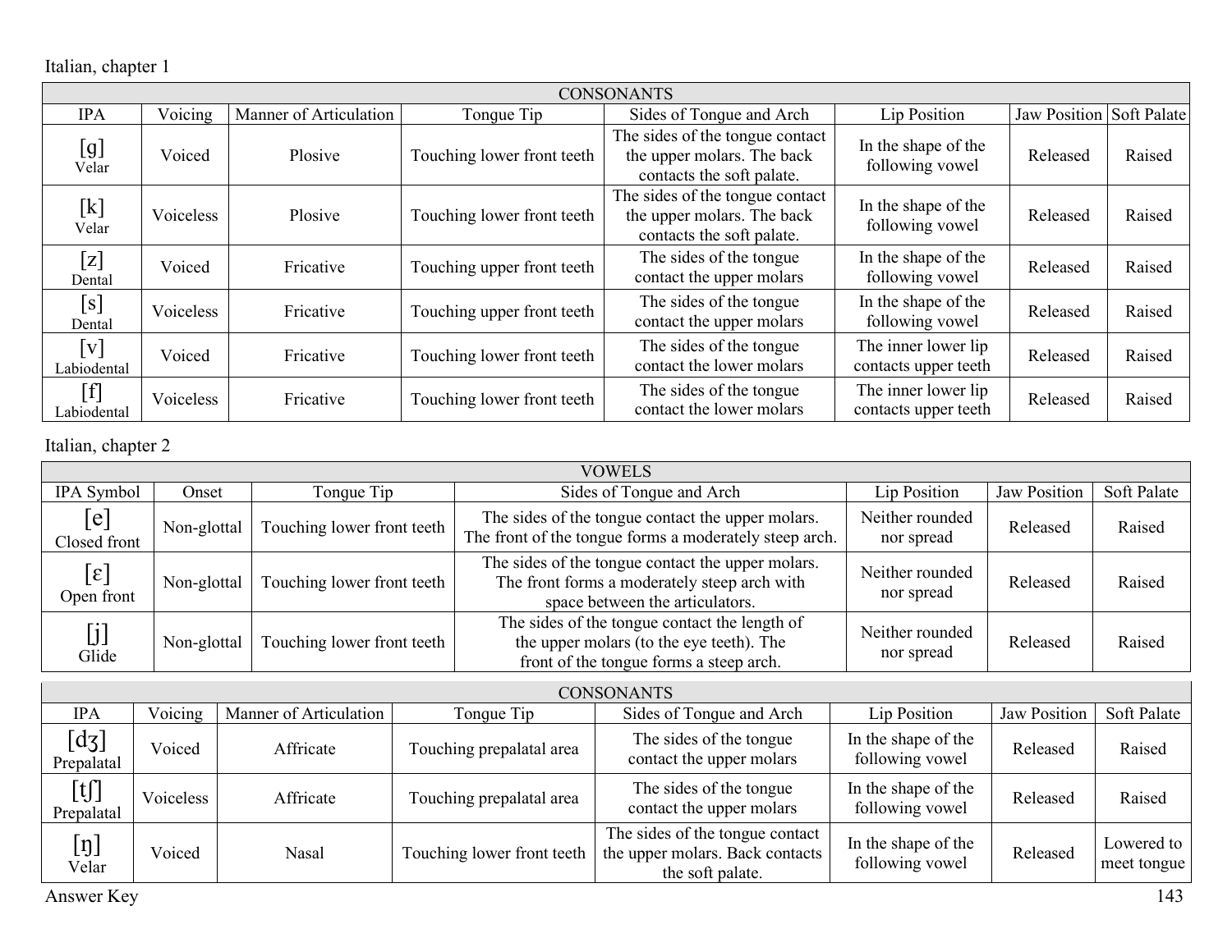Italian, chapter 1

| CONSONANTS | | | | | | | |
|---|---|---|---|---|---|---|---|
| IPA | Voicing | Manner of Articulation | Tongue Tip | Sides of Tongue and Arch | Lip Position | Jaw Position | Soft Palate |
| [g] Velar | Voiced | Plosive | Touching lower front teeth | The sides of the tongue contact the upper molars. The back contacts the soft palate. | In the shape of the following vowel | Released | Raised |
| [k] Velar | Voiceless | Plosive | Touching lower front teeth | The sides of the tongue contact the upper molars. The back contacts the soft palate. | In the shape of the following vowel | Released | Raised |
| [z] Dental | Voiced | Fricative | Touching upper front teeth | The sides of the tongue contact the upper molars | In the shape of the following vowel | Released | Raised |
| [s] Dental | Voiceless | Fricative | Touching upper front teeth | The sides of the tongue contact the upper molars | In the shape of the following vowel | Released | Raised |
| [v] Labiodental | Voiced | Fricative | Touching lower front teeth | The sides of the tongue contact the lower molars | The inner lower lip contacts upper teeth | Released | Raised |
| [f] Labiodental | Voiceless | Fricative | Touching lower front teeth | The sides of the tongue contact the lower molars | The inner lower lip contacts upper teeth | Released | Raised |

Italian, chapter 2

| VOWELS | | | | | | |
|---|---|---|---|---|---|---|
| IPA Symbol | Onset | Tongue Tip | Sides of Tongue and Arch | Lip Position | Jaw Position | Soft Palate |
| [e] Closed front | Non-glottal | Touching lower front teeth | The sides of the tongue contact the upper molars. The front of the tongue forms a moderately steep arch. | Neither rounded nor spread | Released | Raised |
| [ɛ] Open front | Non-glottal | Touching lower front teeth | The sides of the tongue contact the upper molars. The front forms a moderately steep arch with space between the articulators. | Neither rounded nor spread | Released | Raised |
| [j] Glide | Non-glottal | Touching lower front teeth | The sides of the tongue contact the length of the upper molars (to the eye teeth). The front of the tongue forms a steep arch. | Neither rounded nor spread | Released | Raised |

| CONSONANTS | | | | | | | |
|---|---|---|---|---|---|---|---|
| IPA | Voicing | Manner of Articulation | Tongue Tip | Sides of Tongue and Arch | Lip Position | Jaw Position | Soft Palate |
| [dʒ] Prepalatal | Voiced | Affricate | Touching prepalatal area | The sides of the tongue contact the upper molars | In the shape of the following vowel | Released | Raised |
| [tʃ] Prepalatal | Voiceless | Affricate | Touching prepalatal area | The sides of the tongue contact the upper molars | In the shape of the following vowel | Released | Raised |
| [ŋ] Velar | Voiced | Nasal | Touching lower front teeth | The sides of the tongue contact the upper molars. Back contacts the soft palate. | In the shape of the following vowel | Released | Lowered to meet tongue |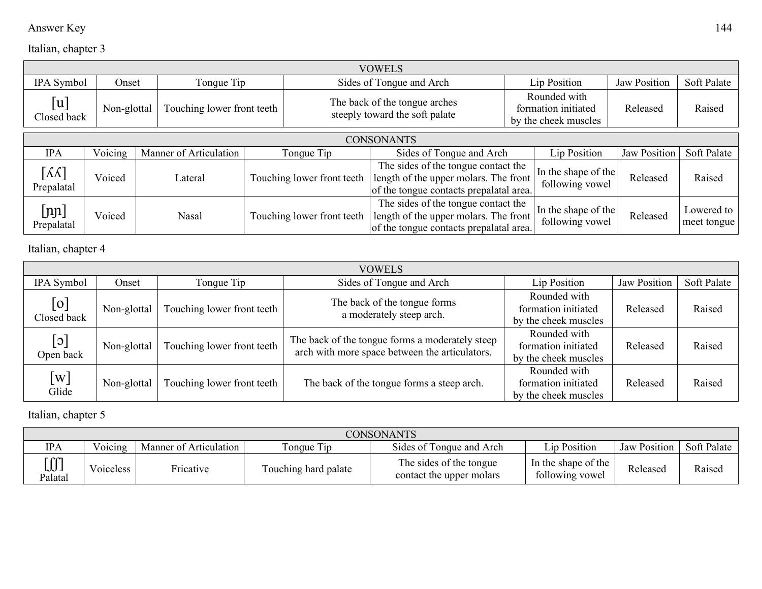Answer Key

Italian, chapter 3

| VOWELS | | | | | | |
|---|---|---|---|---|---|---|
| IPA Symbol | Onset | Tongue Tip | Sides of Tongue and Arch | Lip Position | Jaw Position | Soft Palate |
| [u] Closed back | Non-glottal | Touching lower front teeth | The back of the tongue arches steeply toward the soft palate | Rounded with formation initiated by the cheek muscles | Released | Raised |

| CONSONANTS | | | | | | | |
|---|---|---|---|---|---|---|---|
| IPA | Voicing | Manner of Articulation | Tongue Tip | Sides of Tongue and Arch | Lip Position | Jaw Position | Soft Palate |
| [ʎʎ] Prepalatal | Voiced | Lateral | Touching lower front teeth | The sides of the tongue contact the length of the upper molars. The front of the tongue contacts prepalatal area. | In the shape of the following vowel | Released | Raised |
| [ɲɲ] Prepalatal | Voiced | Nasal | Touching lower front teeth | The sides of the tongue contact the length of the upper molars. The front of the tongue contacts prepalatal area. | In the shape of the following vowel | Released | Lowered to meet tongue |

Italian, chapter 4

| VOWELS | | | | | | |
|---|---|---|---|---|---|---|
| IPA Symbol | Onset | Tongue Tip | Sides of Tongue and Arch | Lip Position | Jaw Position | Soft Palate |
| [o] Closed back | Non-glottal | Touching lower front teeth | The back of the tongue forms a moderately steep arch. | Rounded with formation initiated by the cheek muscles | Released | Raised |
| [ɔ] Open back | Non-glottal | Touching lower front teeth | The back of the tongue forms a moderately steep arch with more space between the articulators. | Rounded with formation initiated by the cheek muscles | Released | Raised |
| [w] Glide | Non-glottal | Touching lower front teeth | The back of the tongue forms a steep arch. | Rounded with formation initiated by the cheek muscles | Released | Raised |

Italian, chapter 5

| CONSONANTS | | | | | | | |
|---|---|---|---|---|---|---|---|
| IPA | Voicing | Manner of Articulation | Tongue Tip | Sides of Tongue and Arch | Lip Position | Jaw Position | Soft Palate |
| [ʃʃ] Palatal | Voiceless | Fricative | Touching hard palate | The sides of the tongue contact the upper molars | In the shape of the following vowel | Released | Raised |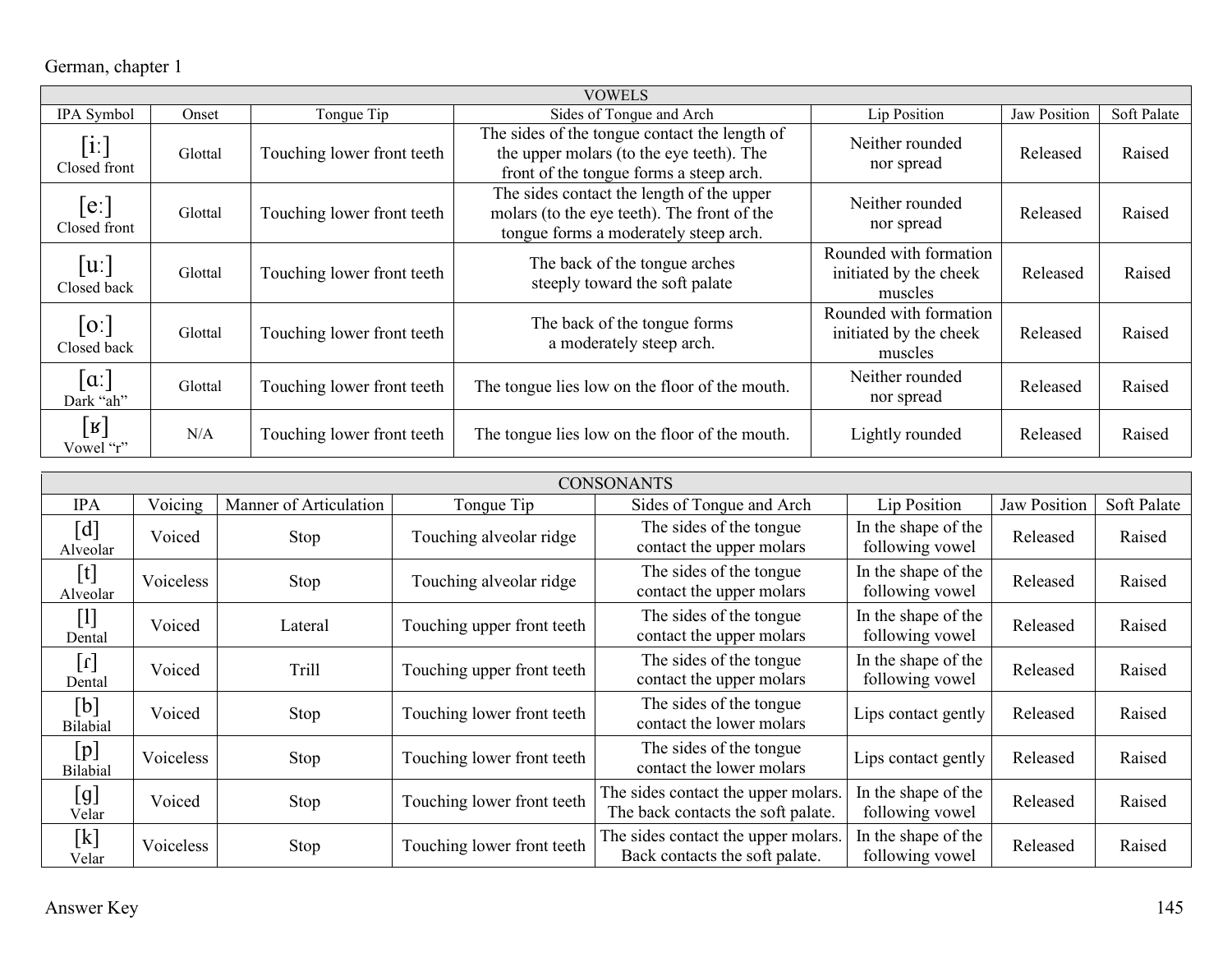German, chapter 1

| VOWELS | | | | | | |
|---|---|---|---|---|---|---|
| IPA Symbol | Onset | Tongue Tip | Sides of Tongue and Arch | Lip Position | Jaw Position | Soft Palate |
| [iː] Closed front | Glottal | Touching lower front teeth | The sides of the tongue contact the length of the upper molars (to the eye teeth). The front of the tongue forms a steep arch. | Neither rounded nor spread | Released | Raised |
| [eː] Closed front | Glottal | Touching lower front teeth | The sides contact the length of the upper molars (to the eye teeth). The front of the tongue forms a moderately steep arch. | Neither rounded nor spread | Released | Raised |
| [uː] Closed back | Glottal | Touching lower front teeth | The back of the tongue arches steeply toward the soft palate | Rounded with formation initiated by the cheek muscles | Released | Raised |
| [oː] Closed back | Glottal | Touching lower front teeth | The back of the tongue forms a moderately steep arch. | Rounded with formation initiated by the cheek muscles | Released | Raised |
| [ɑː] Dark "ah" | Glottal | Touching lower front teeth | The tongue lies low on the floor of the mouth. | Neither rounded nor spread | Released | Raised |
| [ʁ] Vowel "r" | N/A | Touching lower front teeth | The tongue lies low on the floor of the mouth. | Lightly rounded | Released | Raised |

| CONSONANTS | | | | | | | |
|---|---|---|---|---|---|---|---|
| IPA | Voicing | Manner of Articulation | Tongue Tip | Sides of Tongue and Arch | Lip Position | Jaw Position | Soft Palate |
| [d] Alveolar | Voiced | Stop | Touching alveolar ridge | The sides of the tongue contact the upper molars | In the shape of the following vowel | Released | Raised |
| [t] Alveolar | Voiceless | Stop | Touching alveolar ridge | The sides of the tongue contact the upper molars | In the shape of the following vowel | Released | Raised |
| [l] Dental | Voiced | Lateral | Touching upper front teeth | The sides of the tongue contact the upper molars | In the shape of the following vowel | Released | Raised |
| [ɾ] Dental | Voiced | Trill | Touching upper front teeth | The sides of the tongue contact the upper molars | In the shape of the following vowel | Released | Raised |
| [b] Bilabial | Voiced | Stop | Touching lower front teeth | The sides of the tongue contact the lower molars | Lips contact gently | Released | Raised |
| [p] Bilabial | Voiceless | Stop | Touching lower front teeth | The sides of the tongue contact the lower molars | Lips contact gently | Released | Raised |
| [g] Velar | Voiced | Stop | Touching lower front teeth | The sides contact the upper molars. The back contacts the soft palate. | In the shape of the following vowel | Released | Raised |
| [k] Velar | Voiceless | Stop | Touching lower front teeth | The sides contact the upper molars. Back contacts the soft palate. | In the shape of the following vowel | Released | Raised |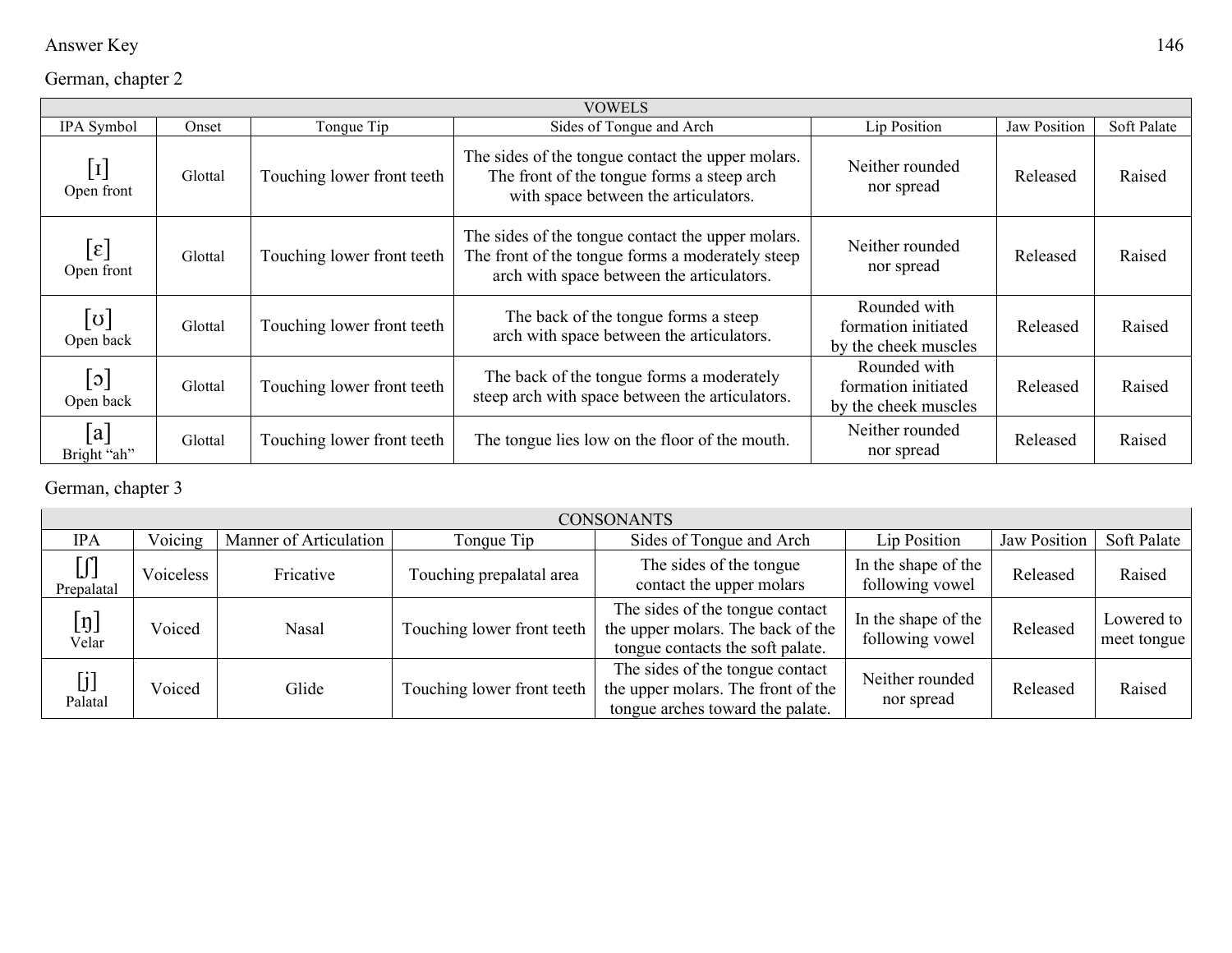Answer Key

German, chapter 2

| VOWELS | | | | | | |
|---|---|---|---|---|---|---|
| IPA Symbol | Onset | Tongue Tip | Sides of Tongue and Arch | Lip Position | Jaw Position | Soft Palate |
| [ɪ] Open front | Glottal | Touching lower front teeth | The sides of the tongue contact the upper molars. The front of the tongue forms a steep arch with space between the articulators. | Neither rounded nor spread | Released | Raised |
| [ɛ] Open front | Glottal | Touching lower front teeth | The sides of the tongue contact the upper molars. The front of the tongue forms a moderately steep arch with space between the articulators. | Neither rounded nor spread | Released | Raised |
| [ʊ] Open back | Glottal | Touching lower front teeth | The back of the tongue forms a steep arch with space between the articulators. | Rounded with formation initiated by the cheek muscles | Released | Raised |
| [ɔ] Open back | Glottal | Touching lower front teeth | The back of the tongue forms a moderately steep arch with space between the articulators. | Rounded with formation initiated by the cheek muscles | Released | Raised |
| [a] Bright "ah" | Glottal | Touching lower front teeth | The tongue lies low on the floor of the mouth. | Neither rounded nor spread | Released | Raised |

German, chapter 3

| CONSONANTS | | | | | | | |
|---|---|---|---|---|---|---|---|
| IPA | Voicing | Manner of Articulation | Tongue Tip | Sides of Tongue and Arch | Lip Position | Jaw Position | Soft Palate |
| [ʃ] Prepalatal | Voiceless | Fricative | Touching prepalatal area | The sides of the tongue contact the upper molars | In the shape of the following vowel | Released | Raised |
| [ŋ] Velar | Voiced | Nasal | Touching lower front teeth | The sides of the tongue contact the upper molars. The back of the tongue contacts the soft palate. | In the shape of the following vowel | Released | Lowered to meet tongue |
| [j] Palatal | Voiced | Glide | Touching lower front teeth | The sides of the tongue contact the upper molars. The front of the tongue arches toward the palate. | Neither rounded nor spread | Released | Raised |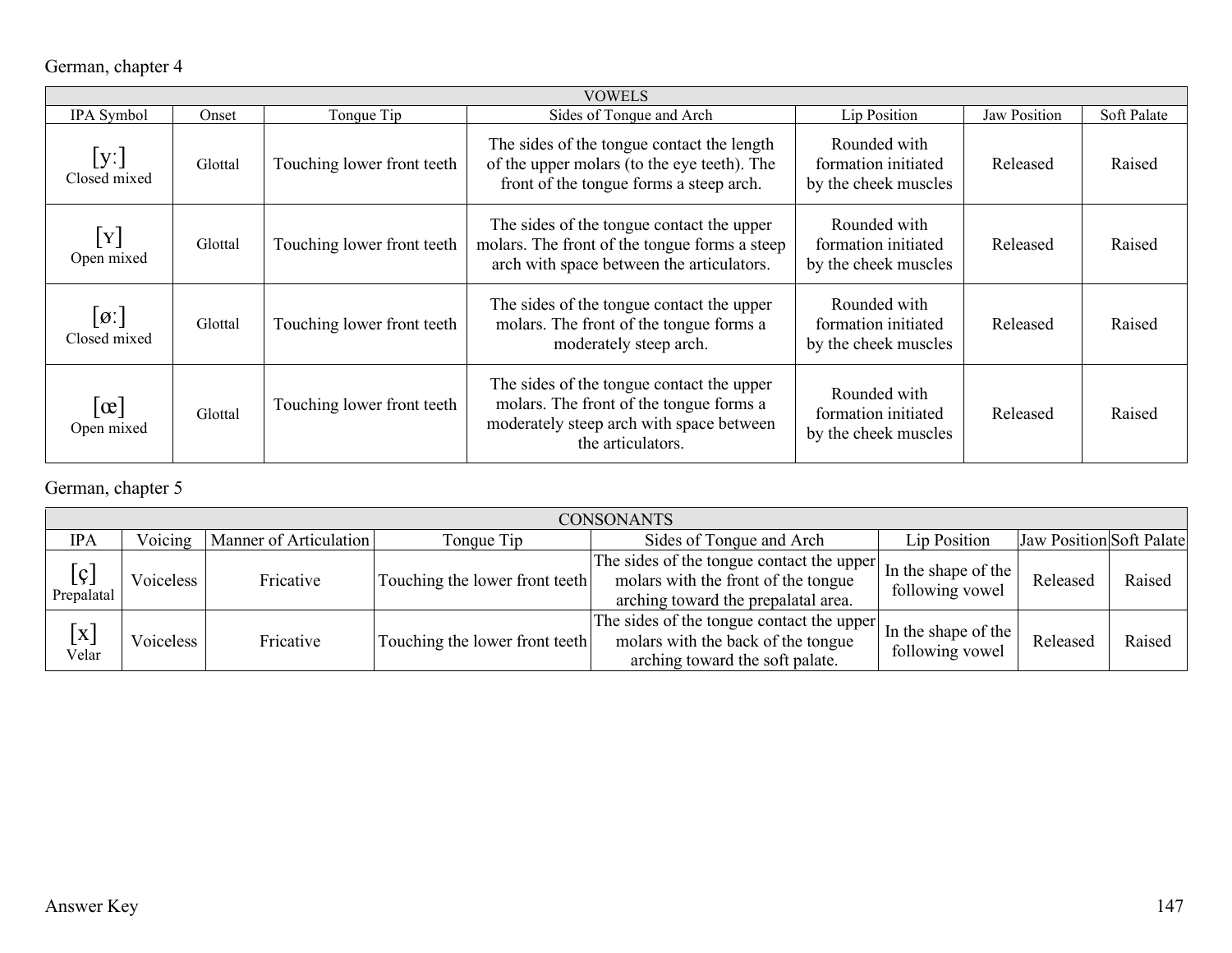German, chapter 4

| VOWELS | | | | | | |
|---|---|---|---|---|---|---|
| IPA Symbol | Onset | Tongue Tip | Sides of Tongue and Arch | Lip Position | Jaw Position | Soft Palate |
| [yː] Closed mixed | Glottal | Touching lower front teeth | The sides of the tongue contact the length of the upper molars (to the eye teeth). The front of the tongue forms a steep arch. | Rounded with formation initiated by the cheek muscles | Released | Raised |
| [ʏ] Open mixed | Glottal | Touching lower front teeth | The sides of the tongue contact the upper molars. The front of the tongue forms a steep arch with space between the articulators. | Rounded with formation initiated by the cheek muscles | Released | Raised |
| [øː] Closed mixed | Glottal | Touching lower front teeth | The sides of the tongue contact the upper molars. The front of the tongue forms a moderately steep arch. | Rounded with formation initiated by the cheek muscles | Released | Raised |
| [œ] Open mixed | Glottal | Touching lower front teeth | The sides of the tongue contact the upper molars. The front of the tongue forms a moderately steep arch with space between the articulators. | Rounded with formation initiated by the cheek muscles | Released | Raised |

German, chapter 5

| CONSONANTS | | | | | | | |
|---|---|---|---|---|---|---|---|
| IPA | Voicing | Manner of Articulation | Tongue Tip | Sides of Tongue and Arch | Lip Position | Jaw Position | Soft Palate |
| [ç] Prepalatal | Voiceless | Fricative | Touching the lower front teeth | The sides of the tongue contact the upper molars with the front of the tongue arching toward the prepalatal area. | In the shape of the following vowel | Released | Raised |
| [x] Velar | Voiceless | Fricative | Touching the lower front teeth | The sides of the tongue contact the upper molars with the back of the tongue arching toward the soft palate. | In the shape of the following vowel | Released | Raised |

Answer Key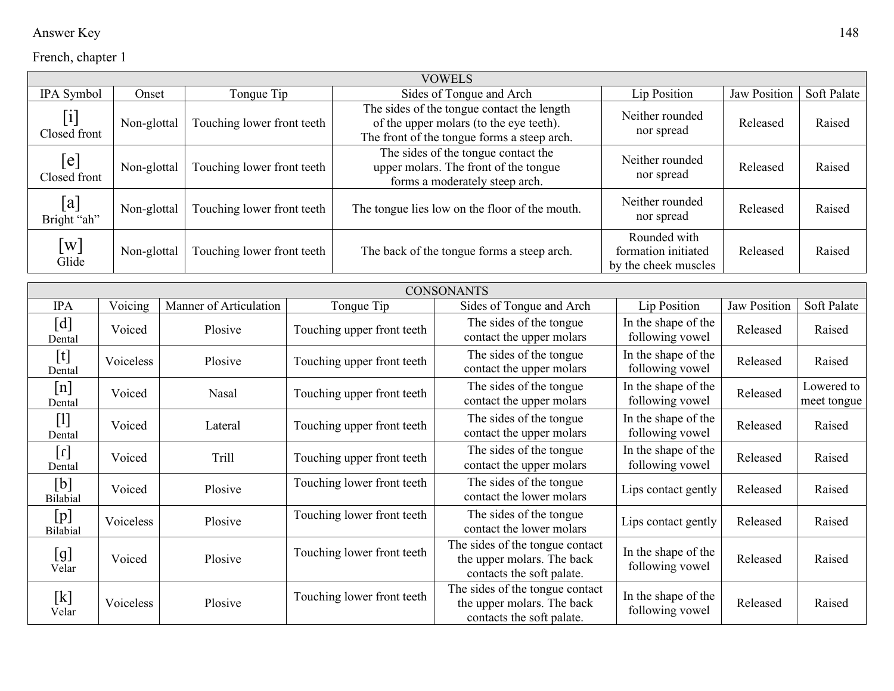Answer Key

French, chapter 1

| VOWELS | | | | | | |
|---|---|---|---|---|---|---|
| IPA Symbol | Onset | Tongue Tip | Sides of Tongue and Arch | Lip Position | Jaw Position | Soft Palate |
| [i] Closed front | Non-glottal | Touching lower front teeth | The sides of the tongue contact the length of the upper molars (to the eye teeth). The front of the tongue forms a steep arch. | Neither rounded nor spread | Released | Raised |
| [e] Closed front | Non-glottal | Touching lower front teeth | The sides of the tongue contact the upper molars. The front of the tongue forms a moderately steep arch. | Neither rounded nor spread | Released | Raised |
| [a] Bright "ah" | Non-glottal | Touching lower front teeth | The tongue lies low on the floor of the mouth. | Neither rounded nor spread | Released | Raised |
| [w] Glide | Non-glottal | Touching lower front teeth | The back of the tongue forms a steep arch. | Rounded with formation initiated by the cheek muscles | Released | Raised |

| CONSONANTS | | | | | | | |
|---|---|---|---|---|---|---|---|
| IPA | Voicing | Manner of Articulation | Tongue Tip | Sides of Tongue and Arch | Lip Position | Jaw Position | Soft Palate |
| [d] Dental | Voiced | Plosive | Touching upper front teeth | The sides of the tongue contact the upper molars | In the shape of the following vowel | Released | Raised |
| [t] Dental | Voiceless | Plosive | Touching upper front teeth | The sides of the tongue contact the upper molars | In the shape of the following vowel | Released | Raised |
| [n] Dental | Voiced | Nasal | Touching upper front teeth | The sides of the tongue contact the upper molars | In the shape of the following vowel | Released | Lowered to meet tongue |
| [l] Dental | Voiced | Lateral | Touching upper front teeth | The sides of the tongue contact the upper molars | In the shape of the following vowel | Released | Raised |
| [ɾ] Dental | Voiced | Trill | Touching upper front teeth | The sides of the tongue contact the upper molars | In the shape of the following vowel | Released | Raised |
| [b] Bilabial | Voiced | Plosive | Touching lower front teeth | The sides of the tongue contact the lower molars | Lips contact gently | Released | Raised |
| [p] Bilabial | Voiceless | Plosive | Touching lower front teeth | The sides of the tongue contact the lower molars | Lips contact gently | Released | Raised |
| [g] Velar | Voiced | Plosive | Touching lower front teeth | The sides of the tongue contact the upper molars. The back contacts the soft palate. | In the shape of the following vowel | Released | Raised |
| [k] Velar | Voiceless | Plosive | Touching lower front teeth | The sides of the tongue contact the upper molars. The back contacts the soft palate. | In the shape of the following vowel | Released | Raised |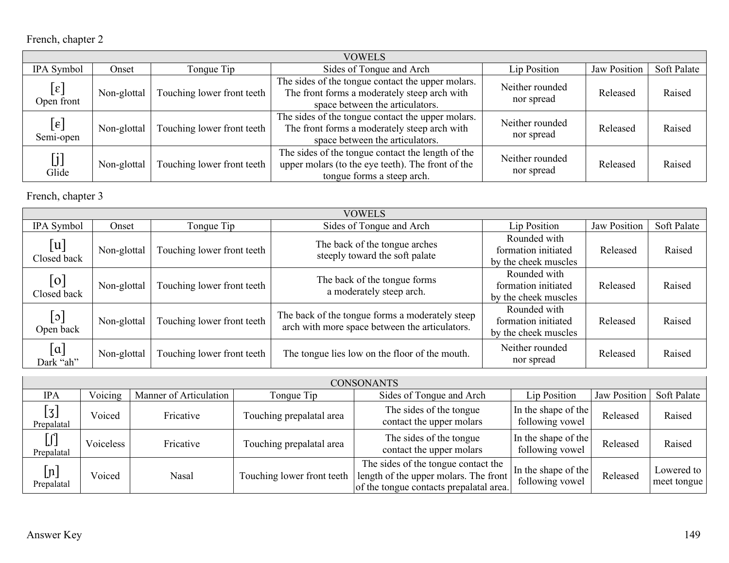French, chapter 2

| VOWELS | | | | | | |
|---|---|---|---|---|---|---|
| IPA Symbol | Onset | Tongue Tip | Sides of Tongue and Arch | Lip Position | Jaw Position | Soft Palate |
| [ɛ] Open front | Non-glottal | Touching lower front teeth | The sides of the tongue contact the upper molars. The front forms a moderately steep arch with space between the articulators. | Neither rounded nor spread | Released | Raised |
| [ɛ] Semi-open | Non-glottal | Touching lower front teeth | The sides of the tongue contact the upper molars. The front forms a moderately steep arch with space between the articulators. | Neither rounded nor spread | Released | Raised |
| [j] Glide | Non-glottal | Touching lower front teeth | The sides of the tongue contact the length of the upper molars (to the eye teeth). The front of the tongue forms a steep arch. | Neither rounded nor spread | Released | Raised |

French, chapter 3

| VOWELS | | | | | | |
|---|---|---|---|---|---|---|
| IPA Symbol | Onset | Tongue Tip | Sides of Tongue and Arch | Lip Position | Jaw Position | Soft Palate |
| [u] Closed back | Non-glottal | Touching lower front teeth | The back of the tongue arches steeply toward the soft palate | Rounded with formation initiated by the cheek muscles | Released | Raised |
| [o] Closed back | Non-glottal | Touching lower front teeth | The back of the tongue forms a moderately steep arch. | Rounded with formation initiated by the cheek muscles | Released | Raised |
| [ɔ] Open back | Non-glottal | Touching lower front teeth | The back of the tongue forms a moderately steep arch with more space between the articulators. | Rounded with formation initiated by the cheek muscles | Released | Raised |
| [ɑ] Dark "ah" | Non-glottal | Touching lower front teeth | The tongue lies low on the floor of the mouth. | Neither rounded nor spread | Released | Raised |

| CONSONANTS | | | | | | | |
|---|---|---|---|---|---|---|---|
| IPA | Voicing | Manner of Articulation | Tongue Tip | Sides of Tongue and Arch | Lip Position | Jaw Position | Soft Palate |
| [ʒ] Prepalatal | Voiced | Fricative | Touching prepalatal area | The sides of the tongue contact the upper molars | In the shape of the following vowel | Released | Raised |
| [ʃ] Prepalatal | Voiceless | Fricative | Touching prepalatal area | The sides of the tongue contact the upper molars | In the shape of the following vowel | Released | Raised |
| [ɲ] Prepalatal | Voiced | Nasal | Touching lower front teeth | The sides of the tongue contact the length of the upper molars. The front of the tongue contacts prepalatal area. | In the shape of the following vowel | Released | Lowered to meet tongue |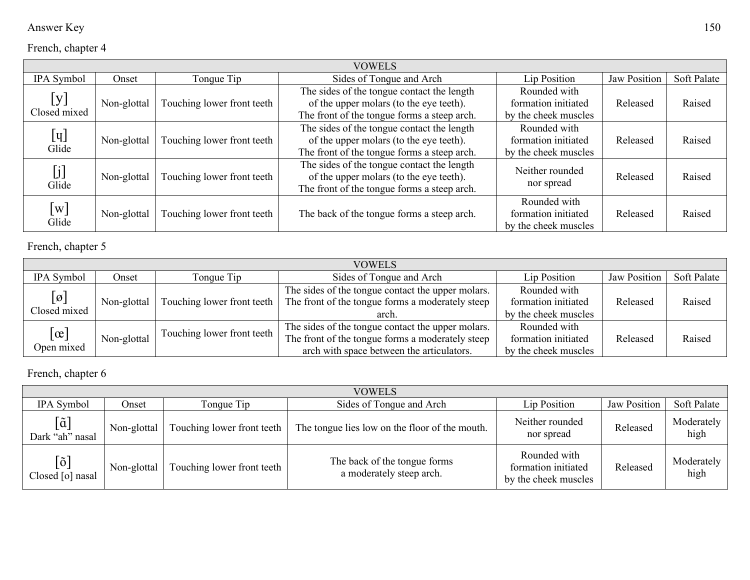Answer Key

French, chapter 4

| VOWELS | | | | | | |
|---|---|---|---|---|---|---|
| IPA Symbol | Onset | Tongue Tip | Sides of Tongue and Arch | Lip Position | Jaw Position | Soft Palate |
| [y] Closed mixed | Non-glottal | Touching lower front teeth | The sides of the tongue contact the length of the upper molars (to the eye teeth). The front of the tongue forms a steep arch. | Rounded with formation initiated by the cheek muscles | Released | Raised |
| [ɥ] Glide | Non-glottal | Touching lower front teeth | The sides of the tongue contact the length of the upper molars (to the eye teeth). The front of the tongue forms a steep arch. | Rounded with formation initiated by the cheek muscles | Released | Raised |
| [j] Glide | Non-glottal | Touching lower front teeth | The sides of the tongue contact the length of the upper molars (to the eye teeth). The front of the tongue forms a steep arch. | Neither rounded nor spread | Released | Raised |
| [w] Glide | Non-glottal | Touching lower front teeth | The back of the tongue forms a steep arch. | Rounded with formation initiated by the cheek muscles | Released | Raised |

French, chapter 5

| VOWELS | | | | | | |
|---|---|---|---|---|---|---|
| IPA Symbol | Onset | Tongue Tip | Sides of Tongue and Arch | Lip Position | Jaw Position | Soft Palate |
| [ø] Closed mixed | Non-glottal | Touching lower front teeth | The sides of the tongue contact the upper molars. The front of the tongue forms a moderately steep arch. | Rounded with formation initiated by the cheek muscles | Released | Raised |
| [œ] Open mixed | Non-glottal | Touching lower front teeth | The sides of the tongue contact the upper molars. The front of the tongue forms a moderately steep arch with space between the articulators. | Rounded with formation initiated by the cheek muscles | Released | Raised |

French, chapter 6

| VOWELS | | | | | | |
|---|---|---|---|---|---|---|
| IPA Symbol | Onset | Tongue Tip | Sides of Tongue and Arch | Lip Position | Jaw Position | Soft Palate |
| [ɑ̃] Dark "ah" nasal | Non-glottal | Touching lower front teeth | The tongue lies low on the floor of the mouth. | Neither rounded nor spread | Released | Moderately high |
| [õ] Closed [o] nasal | Non-glottal | Touching lower front teeth | The back of the tongue forms a moderately steep arch. | Rounded with formation initiated by the cheek muscles | Released | Moderately high |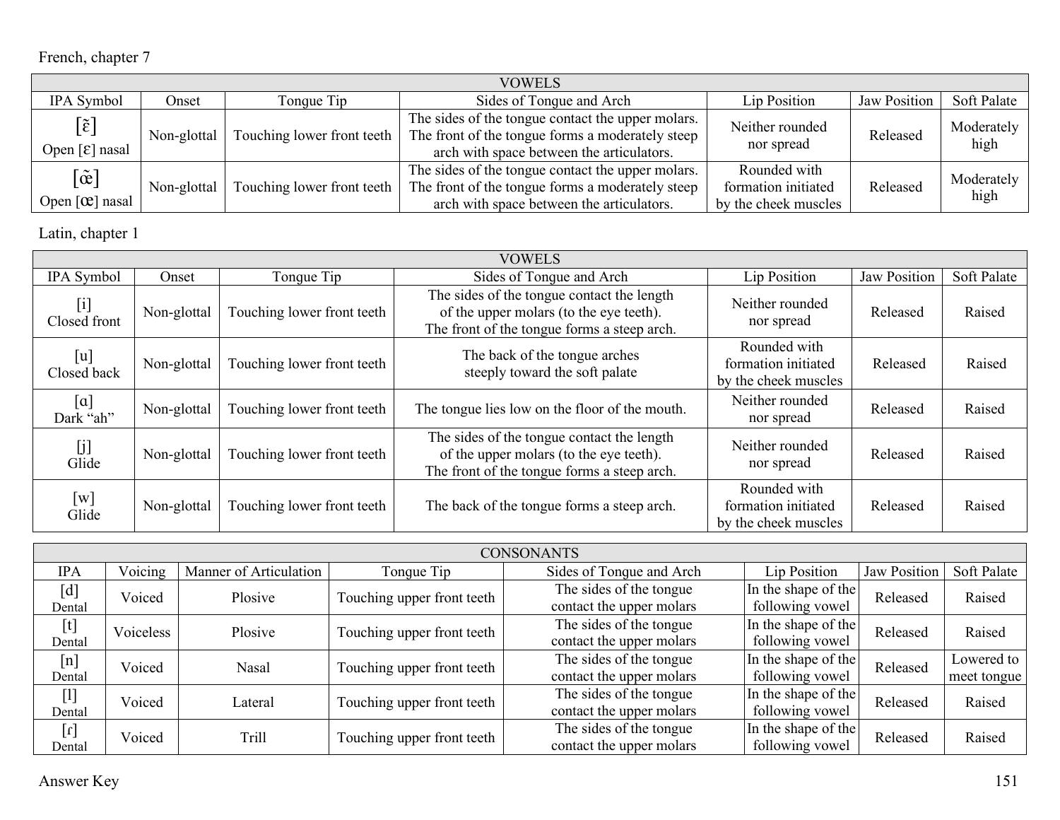French, chapter 7

| VOWELS | | | | | | |
|---|---|---|---|---|---|---|
| IPA Symbol | Onset | Tongue Tip | Sides of Tongue and Arch | Lip Position | Jaw Position | Soft Palate |
| [ɛ̃] Open [ɛ] nasal | Non-glottal | Touching lower front teeth | The sides of the tongue contact the upper molars. The front of the tongue forms a moderately steep arch with space between the articulators. | Neither rounded nor spread | Released | Moderately high |
| [œ̃] Open [œ] nasal | Non-glottal | Touching lower front teeth | The sides of the tongue contact the upper molars. The front of the tongue forms a moderately steep arch with space between the articulators. | Rounded with formation initiated by the cheek muscles | Released | Moderately high |

Latin, chapter 1

| VOWELS | | | | | | |
|---|---|---|---|---|---|---|
| IPA Symbol | Onset | Tongue Tip | Sides of Tongue and Arch | Lip Position | Jaw Position | Soft Palate |
| [i] Closed front | Non-glottal | Touching lower front teeth | The sides of the tongue contact the length of the upper molars (to the eye teeth). The front of the tongue forms a steep arch. | Neither rounded nor spread | Released | Raised |
| [u] Closed back | Non-glottal | Touching lower front teeth | The back of the tongue arches steeply toward the soft palate | Rounded with formation initiated by the cheek muscles | Released | Raised |
| [ɑ] Dark "ah" | Non-glottal | Touching lower front teeth | The tongue lies low on the floor of the mouth. | Neither rounded nor spread | Released | Raised |
| [j] Glide | Non-glottal | Touching lower front teeth | The sides of the tongue contact the length of the upper molars (to the eye teeth). The front of the tongue forms a steep arch. | Neither rounded nor spread | Released | Raised |
| [w] Glide | Non-glottal | Touching lower front teeth | The back of the tongue forms a steep arch. | Rounded with formation initiated by the cheek muscles | Released | Raised |

| CONSONANTS | | | | | | | |
|---|---|---|---|---|---|---|---|
| IPA | Voicing | Manner of Articulation | Tongue Tip | Sides of Tongue and Arch | Lip Position | Jaw Position | Soft Palate |
| [d] Dental | Voiced | Plosive | Touching upper front teeth | The sides of the tongue contact the upper molars | In the shape of the following vowel | Released | Raised |
| [t] Dental | Voiceless | Plosive | Touching upper front teeth | The sides of the tongue contact the upper molars | In the shape of the following vowel | Released | Raised |
| [n] Dental | Voiced | Nasal | Touching upper front teeth | The sides of the tongue contact the upper molars | In the shape of the following vowel | Released | Lowered to meet tongue |
| [l] Dental | Voiced | Lateral | Touching upper front teeth | The sides of the tongue contact the upper molars | In the shape of the following vowel | Released | Raised |
| [ɾ] Dental | Voiced | Trill | Touching upper front teeth | The sides of the tongue contact the upper molars | In the shape of the following vowel | Released | Raised |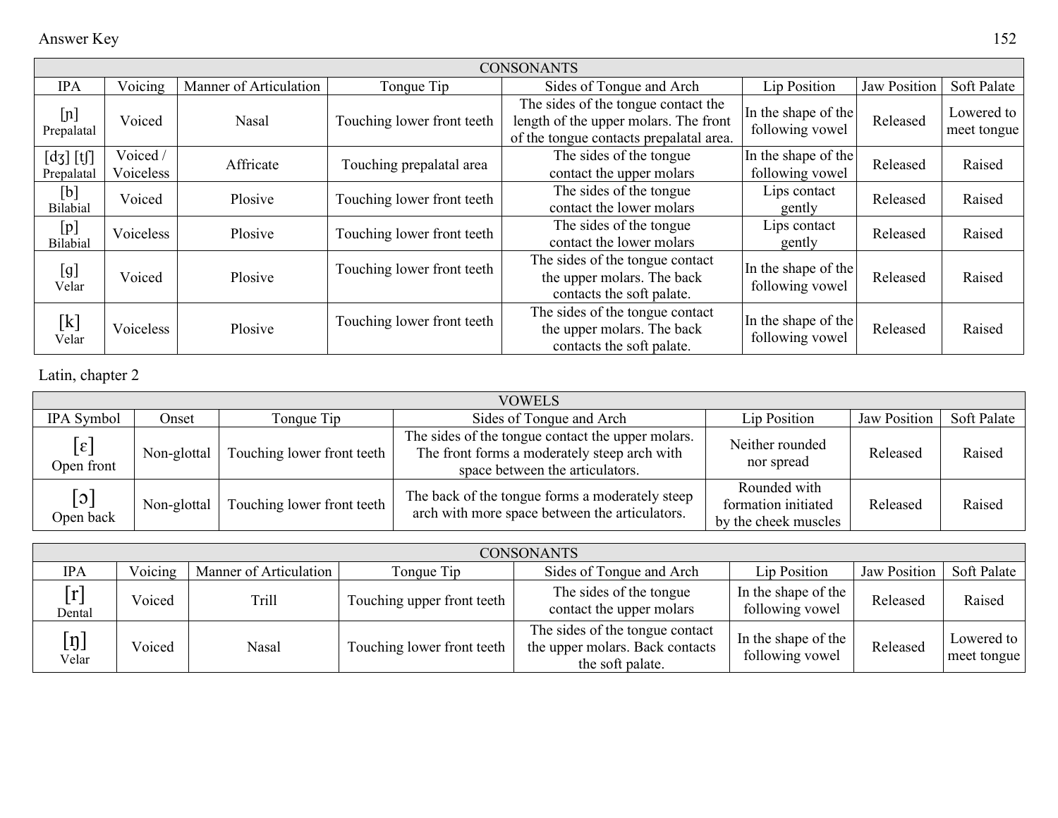| CONSONANTS | | | | | | | |
|---|---|---|---|---|---|---|---|
| IPA | Voicing | Manner of Articulation | Tongue Tip | Sides of Tongue and Arch | Lip Position | Jaw Position | Soft Palate |
| [ɲ] Prepalatal | Voiced | Nasal | Touching lower front teeth | The sides of the tongue contact the length of the upper molars. The front of the tongue contacts prepalatal area. | In the shape of the following vowel | Released | Lowered to meet tongue |
| [dʒ] [tʃ] Prepalatal | Voiced / Voiceless | Affricate | Touching prepalatal area | The sides of the tongue contact the upper molars | In the shape of the following vowel | Released | Raised |
| [b] Bilabial | Voiced | Plosive | Touching lower front teeth | The sides of the tongue contact the lower molars | Lips contact gently | Released | Raised |
| [p] Bilabial | Voiceless | Plosive | Touching lower front teeth | The sides of the tongue contact the lower molars | Lips contact gently | Released | Raised |
| [g] Velar | Voiced | Plosive | Touching lower front teeth | The sides of the tongue contact the upper molars. The back contacts the soft palate. | In the shape of the following vowel | Released | Raised |
| [k] Velar | Voiceless | Plosive | Touching lower front teeth | The sides of the tongue contact the upper molars. The back contacts the soft palate. | In the shape of the following vowel | Released | Raised |

Latin, chapter 2

| VOWELS | | | | | | |
|---|---|---|---|---|---|---|
| IPA Symbol | Onset | Tongue Tip | Sides of Tongue and Arch | Lip Position | Jaw Position | Soft Palate |
| [ɛ] Open front | Non-glottal | Touching lower front teeth | The sides of the tongue contact the upper molars. The front forms a moderately steep arch with space between the articulators. | Neither rounded nor spread | Released | Raised |
| [ɔ] Open back | Non-glottal | Touching lower front teeth | The back of the tongue forms a moderately steep arch with more space between the articulators. | Rounded with formation initiated by the cheek muscles | Released | Raised |

| CONSONANTS | | | | | | | |
|---|---|---|---|---|---|---|---|
| IPA | Voicing | Manner of Articulation | Tongue Tip | Sides of Tongue and Arch | Lip Position | Jaw Position | Soft Palate |
| [r] Dental | Voiced | Trill | Touching upper front teeth | The sides of the tongue contact the upper molars | In the shape of the following vowel | Released | Raised |
| [ŋ] Velar | Voiced | Nasal | Touching lower front teeth | The sides of the tongue contact the upper molars. Back contacts the soft palate. | In the shape of the following vowel | Released | Lowered to meet tongue |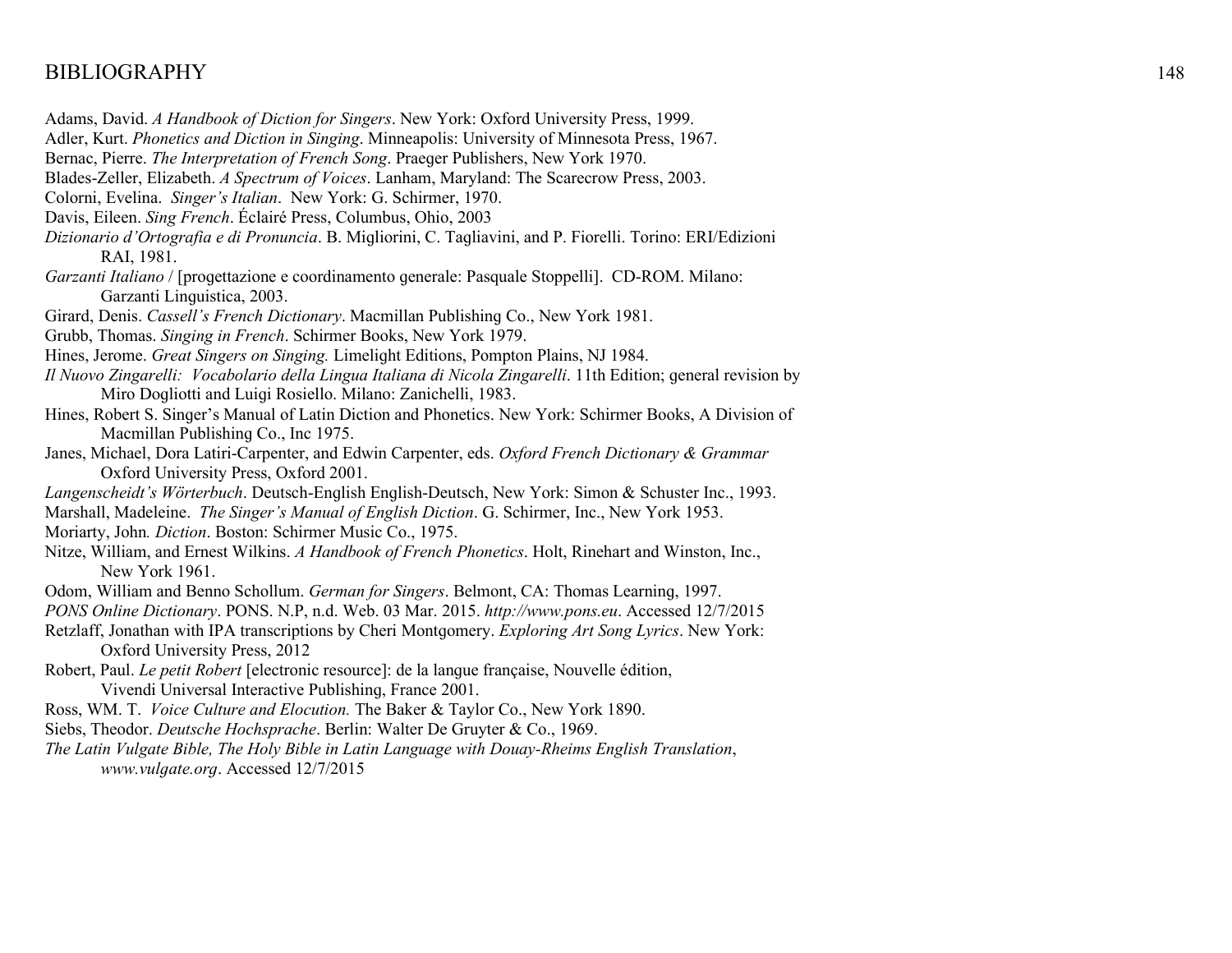# BIBLIOGRAPHY

Adams, David. *A Handbook of Diction for Singers*. New York: Oxford University Press, 1999.

Adler, Kurt. *Phonetics and Diction in Singing*. Minneapolis: University of Minnesota Press, 1967.

Bernac, Pierre. *The Interpretation of French Song*. Praeger Publishers, New York 1970.

Blades-Zeller, Elizabeth. *A Spectrum of Voices*. Lanham, Maryland: The Scarecrow Press, 2003.

Colorni, Evelina. *Singer's Italian*. New York: G. Schirmer, 1970.

Davis, Eileen. *Sing French*. Éclairé Press, Columbus, Ohio, 2003

*Dizionario d'Ortografia e di Pronuncia*. B. Migliorini, C. Tagliavini, and P. Fiorelli. Torino: ERI/Edizioni RAI, 1981.

*Garzanti Italiano* / [progettazione e coordinamento generale: Pasquale Stoppelli]. CD-ROM. Milano: Garzanti Linguistica, 2003.

Girard, Denis. *Cassell's French Dictionary*. Macmillan Publishing Co., New York 1981.

Grubb, Thomas. *Singing in French*. Schirmer Books, New York 1979.

Hines, Jerome. *Great Singers on Singing.* Limelight Editions, Pompton Plains, NJ 1984.

*Il Nuovo Zingarelli: Vocabolario della Lingua Italiana di Nicola Zingarelli*. 11th Edition; general revision by Miro Dogliotti and Luigi Rosiello. Milano: Zanichelli, 1983.

Hines, Robert S. Singer's Manual of Latin Diction and Phonetics. New York: Schirmer Books, A Division of Macmillan Publishing Co., Inc 1975.

Janes, Michael, Dora Latiri-Carpenter, and Edwin Carpenter, eds. *Oxford French Dictionary & Grammar* Oxford University Press, Oxford 2001.

*Langenscheidt's Wörterbuch*. Deutsch-English English-Deutsch, New York: Simon & Schuster Inc., 1993.

Marshall, Madeleine. *The Singer's Manual of English Diction*. G. Schirmer, Inc., New York 1953.

Moriarty, John. *Diction*. Boston: Schirmer Music Co., 1975.

Nitze, William, and Ernest Wilkins. *A Handbook of French Phonetics*. Holt, Rinehart and Winston, Inc., New York 1961.

Odom, William and Benno Schollum. *German for Singers*. Belmont, CA: Thomas Learning, 1997.

*PONS Online Dictionary*. PONS. N.P, n.d. Web. 03 Mar. 2015. *http://www.pons.eu*. Accessed 12/7/2015

Retzlaff, Jonathan with IPA transcriptions by Cheri Montgomery. *Exploring Art Song Lyrics*. New York: Oxford University Press, 2012

Robert, Paul. *Le petit Robert* [electronic resource]: de la langue française, Nouvelle édition, Vivendi Universal Interactive Publishing, France 2001.

Ross, WM. T. *Voice Culture and Elocution.* The Baker & Taylor Co., New York 1890.

Siebs, Theodor. *Deutsche Hochsprache*. Berlin: Walter De Gruyter & Co., 1969.

*The Latin Vulgate Bible, The Holy Bible in Latin Language with Douay-Rheims English Translation*, *www.vulgate.org*. Accessed 12/7/2015